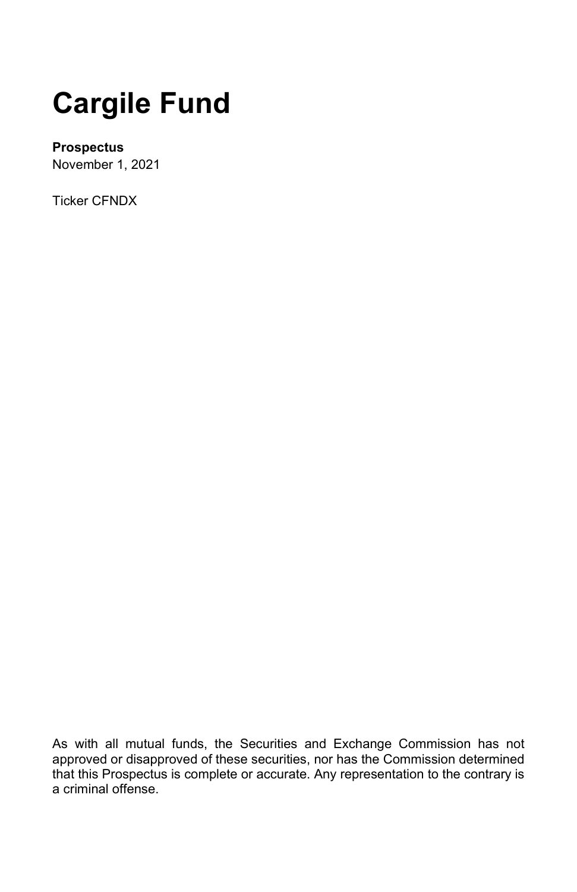# Cargile Fund

**Prospectus**
November 1, 2021

Ticker CFNDX

As with all mutual funds, the Securities and Exchange Commission has not approved or disapproved of these securities, nor has the Commission determined that this Prospectus is complete or accurate. Any representation to the contrary is a criminal offense.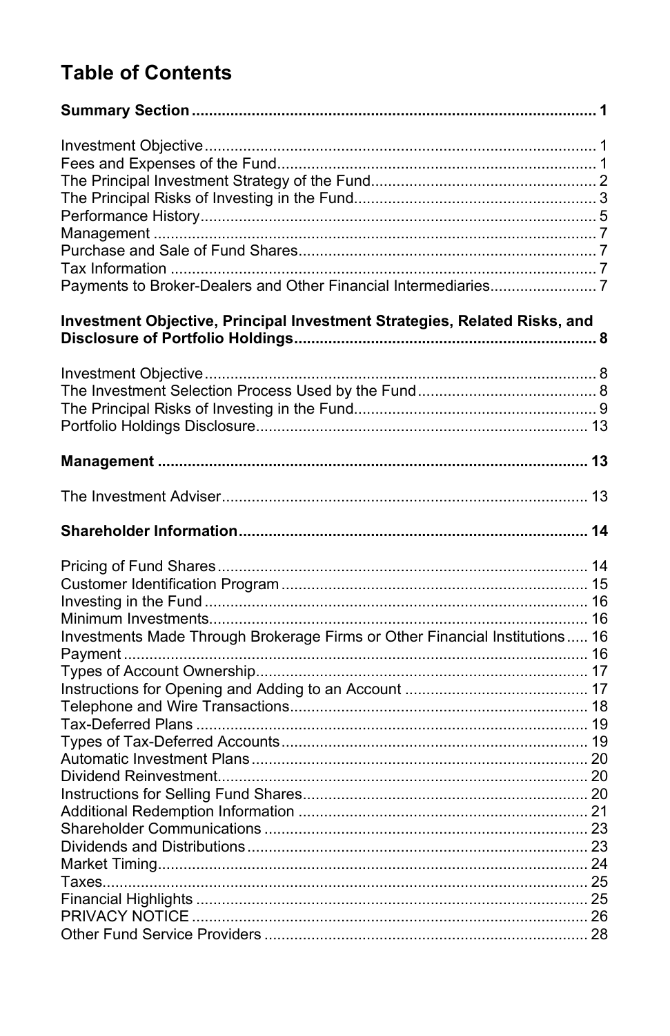# Table of Contents

| | |
|---|---|
| **Summary Section** | **1** |
| Investment Objective | 1 |
| Fees and Expenses of the Fund | 1 |
| The Principal Investment Strategy of the Fund | 2 |
| The Principal Risks of Investing in the Fund | 3 |
| Performance History | 5 |
| Management | 7 |
| Purchase and Sale of Fund Shares | 7 |
| Tax Information | 7 |
| Payments to Broker-Dealers and Other Financial Intermediaries | 7 |
| **Investment Objective, Principal Investment Strategies, Related Risks, and Disclosure of Portfolio Holdings** | **8** |
| Investment Objective | 8 |
| The Investment Selection Process Used by the Fund | 8 |
| The Principal Risks of Investing in the Fund | 9 |
| Portfolio Holdings Disclosure | 13 |
| **Management** | **13** |
| The Investment Adviser | 13 |
| **Shareholder Information** | **14** |
| Pricing of Fund Shares | 14 |
| Customer Identification Program | 15 |
| Investing in the Fund | 16 |
| Minimum Investments | 16 |
| Investments Made Through Brokerage Firms or Other Financial Institutions | 16 |
| Payment | 16 |
| Types of Account Ownership | 17 |
| Instructions for Opening and Adding to an Account | 17 |
| Telephone and Wire Transactions | 18 |
| Tax-Deferred Plans | 19 |
| Types of Tax-Deferred Accounts | 19 |
| Automatic Investment Plans | 20 |
| Dividend Reinvestment | 20 |
| Instructions for Selling Fund Shares | 20 |
| Additional Redemption Information | 21 |
| Shareholder Communications | 23 |
| Dividends and Distributions | 23 |
| Market Timing | 24 |
| Taxes | 25 |
| Financial Highlights | 25 |
| PRIVACY NOTICE | 26 |
| Other Fund Service Providers | 28 |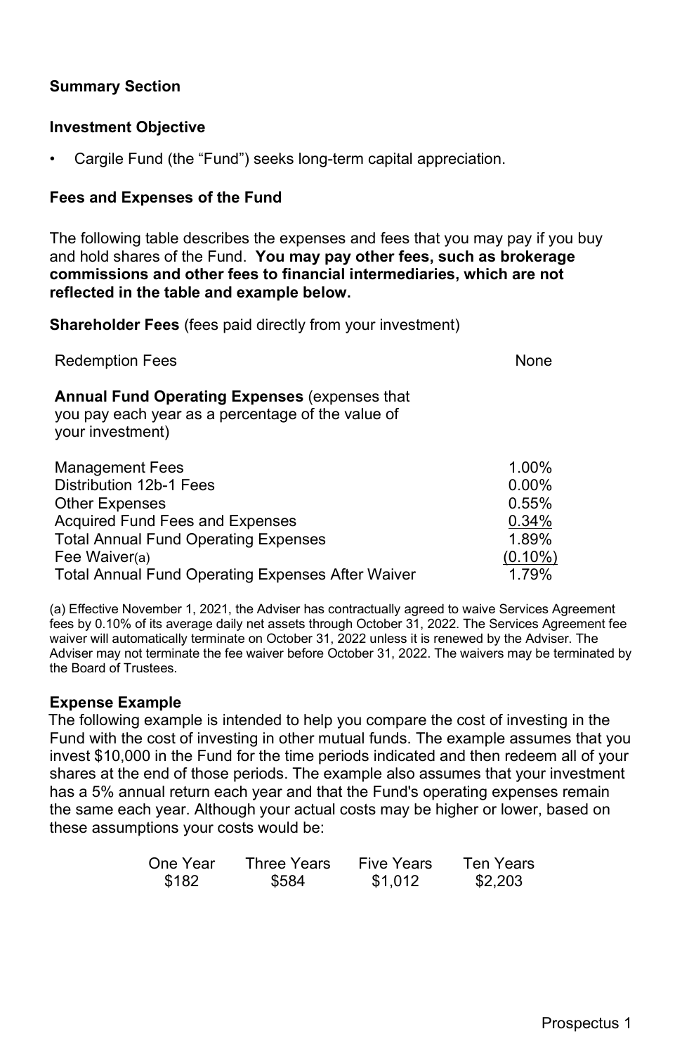## Summary Section

### Investment Objective

- Cargile Fund (the "Fund") seeks long-term capital appreciation.

### Fees and Expenses of the Fund

The following table describes the expenses and fees that you may pay if you buy and hold shares of the Fund. **You may pay other fees, such as brokerage commissions and other fees to financial intermediaries, which are not reflected in the table and example below.**

**Shareholder Fees** (fees paid directly from your investment)

| | |
|---|---|
| Redemption Fees | None |
| **Annual Fund Operating Expenses** (expenses that you pay each year as a percentage of the value of your investment) | |
| Management Fees | 1.00% |
| Distribution 12b-1 Fees | 0.00% |
| Other Expenses | 0.55% |
| Acquired Fund Fees and Expenses | 0.34% |
| Total Annual Fund Operating Expenses | 1.89% |
| Fee Waiver(a) | (0.10%) |
| Total Annual Fund Operating Expenses After Waiver | 1.79% |

(a) Effective November 1, 2021, the Adviser has contractually agreed to waive Services Agreement fees by 0.10% of its average daily net assets through October 31, 2022. The Services Agreement fee waiver will automatically terminate on October 31, 2022 unless it is renewed by the Adviser. The Adviser may not terminate the fee waiver before October 31, 2022. The waivers may be terminated by the Board of Trustees.

### Expense Example

The following example is intended to help you compare the cost of investing in the Fund with the cost of investing in other mutual funds. The example assumes that you invest $10,000 in the Fund for the time periods indicated and then redeem all of your shares at the end of those periods. The example also assumes that your investment has a 5% annual return each year and that the Fund's operating expenses remain the same each year. Although your actual costs may be higher or lower, based on these assumptions your costs would be:

| One Year | Three Years | Five Years | Ten Years |
|---|---|---|---|
| $182 | $584 | $1,012 | $2,203 |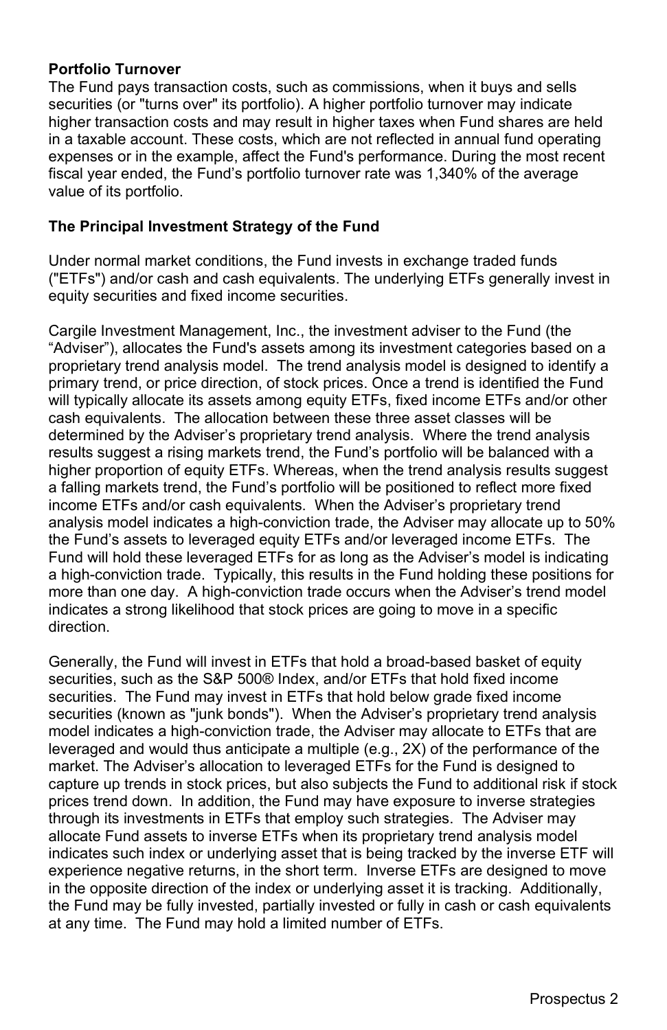**Portfolio Turnover**

The Fund pays transaction costs, such as commissions, when it buys and sells securities (or "turns over" its portfolio). A higher portfolio turnover may indicate higher transaction costs and may result in higher taxes when Fund shares are held in a taxable account. These costs, which are not reflected in annual fund operating expenses or in the example, affect the Fund's performance. During the most recent fiscal year ended, the Fund's portfolio turnover rate was 1,340% of the average value of its portfolio.

**The Principal Investment Strategy of the Fund**

Under normal market conditions, the Fund invests in exchange traded funds ("ETFs") and/or cash and cash equivalents. The underlying ETFs generally invest in equity securities and fixed income securities.

Cargile Investment Management, Inc., the investment adviser to the Fund (the "Adviser"), allocates the Fund's assets among its investment categories based on a proprietary trend analysis model. The trend analysis model is designed to identify a primary trend, or price direction, of stock prices. Once a trend is identified the Fund will typically allocate its assets among equity ETFs, fixed income ETFs and/or other cash equivalents. The allocation between these three asset classes will be determined by the Adviser's proprietary trend analysis. Where the trend analysis results suggest a rising markets trend, the Fund's portfolio will be balanced with a higher proportion of equity ETFs. Whereas, when the trend analysis results suggest a falling markets trend, the Fund's portfolio will be positioned to reflect more fixed income ETFs and/or cash equivalents. When the Adviser's proprietary trend analysis model indicates a high-conviction trade, the Adviser may allocate up to 50% the Fund's assets to leveraged equity ETFs and/or leveraged income ETFs. The Fund will hold these leveraged ETFs for as long as the Adviser's model is indicating a high-conviction trade. Typically, this results in the Fund holding these positions for more than one day. A high-conviction trade occurs when the Adviser's trend model indicates a strong likelihood that stock prices are going to move in a specific direction.

Generally, the Fund will invest in ETFs that hold a broad-based basket of equity securities, such as the S&P 500® Index, and/or ETFs that hold fixed income securities. The Fund may invest in ETFs that hold below grade fixed income securities (known as "junk bonds"). When the Adviser's proprietary trend analysis model indicates a high-conviction trade, the Adviser may allocate to ETFs that are leveraged and would thus anticipate a multiple (e.g., 2X) of the performance of the market. The Adviser's allocation to leveraged ETFs for the Fund is designed to capture up trends in stock prices, but also subjects the Fund to additional risk if stock prices trend down. In addition, the Fund may have exposure to inverse strategies through its investments in ETFs that employ such strategies. The Adviser may allocate Fund assets to inverse ETFs when its proprietary trend analysis model indicates such index or underlying asset that is being tracked by the inverse ETF will experience negative returns, in the short term. Inverse ETFs are designed to move in the opposite direction of the index or underlying asset it is tracking. Additionally, the Fund may be fully invested, partially invested or fully in cash or cash equivalents at any time. The Fund may hold a limited number of ETFs.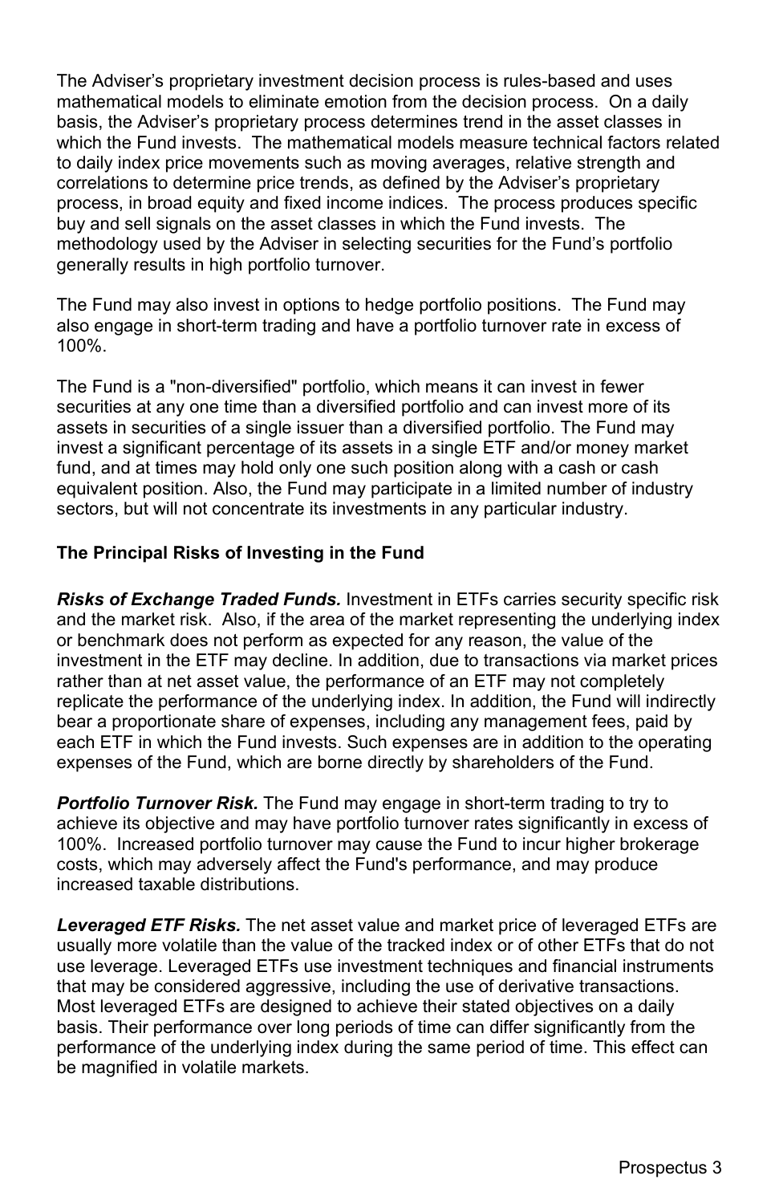The Adviser's proprietary investment decision process is rules-based and uses mathematical models to eliminate emotion from the decision process. On a daily basis, the Adviser's proprietary process determines trend in the asset classes in which the Fund invests. The mathematical models measure technical factors related to daily index price movements such as moving averages, relative strength and correlations to determine price trends, as defined by the Adviser's proprietary process, in broad equity and fixed income indices. The process produces specific buy and sell signals on the asset classes in which the Fund invests. The methodology used by the Adviser in selecting securities for the Fund's portfolio generally results in high portfolio turnover.

The Fund may also invest in options to hedge portfolio positions. The Fund may also engage in short-term trading and have a portfolio turnover rate in excess of 100%.

The Fund is a "non-diversified" portfolio, which means it can invest in fewer securities at any one time than a diversified portfolio and can invest more of its assets in securities of a single issuer than a diversified portfolio. The Fund may invest a significant percentage of its assets in a single ETF and/or money market fund, and at times may hold only one such position along with a cash or cash equivalent position. Also, the Fund may participate in a limited number of industry sectors, but will not concentrate its investments in any particular industry.

**The Principal Risks of Investing in the Fund**

***Risks of Exchange Traded Funds.*** Investment in ETFs carries security specific risk and the market risk. Also, if the area of the market representing the underlying index or benchmark does not perform as expected for any reason, the value of the investment in the ETF may decline. In addition, due to transactions via market prices rather than at net asset value, the performance of an ETF may not completely replicate the performance of the underlying index. In addition, the Fund will indirectly bear a proportionate share of expenses, including any management fees, paid by each ETF in which the Fund invests. Such expenses are in addition to the operating expenses of the Fund, which are borne directly by shareholders of the Fund.

***Portfolio Turnover Risk.*** The Fund may engage in short-term trading to try to achieve its objective and may have portfolio turnover rates significantly in excess of 100%. Increased portfolio turnover may cause the Fund to incur higher brokerage costs, which may adversely affect the Fund's performance, and may produce increased taxable distributions.

***Leveraged ETF Risks.*** The net asset value and market price of leveraged ETFs are usually more volatile than the value of the tracked index or of other ETFs that do not use leverage. Leveraged ETFs use investment techniques and financial instruments that may be considered aggressive, including the use of derivative transactions. Most leveraged ETFs are designed to achieve their stated objectives on a daily basis. Their performance over long periods of time can differ significantly from the performance of the underlying index during the same period of time. This effect can be magnified in volatile markets.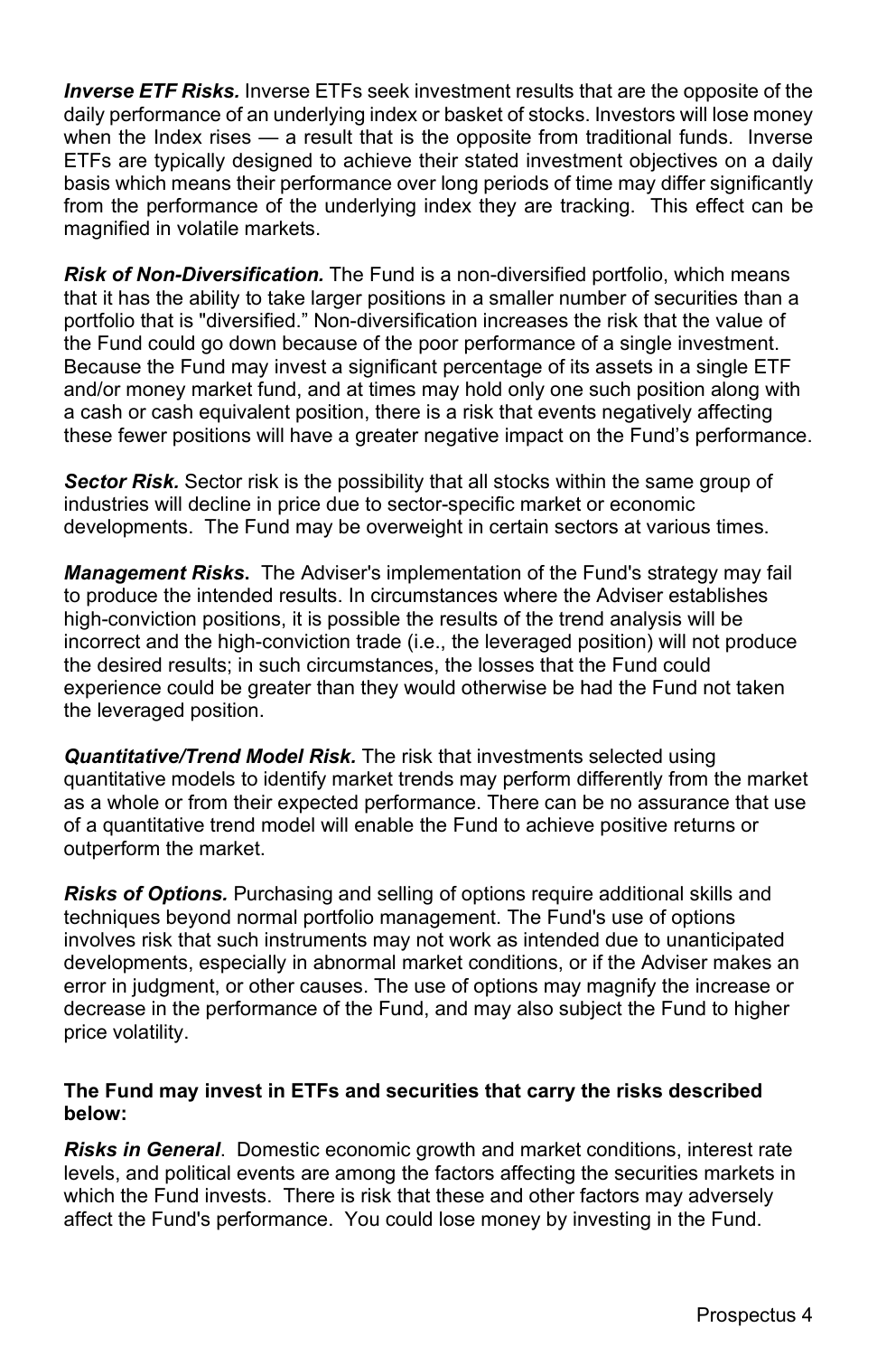***Inverse ETF Risks.*** Inverse ETFs seek investment results that are the opposite of the daily performance of an underlying index or basket of stocks. Investors will lose money when the Index rises — a result that is the opposite from traditional funds. Inverse ETFs are typically designed to achieve their stated investment objectives on a daily basis which means their performance over long periods of time may differ significantly from the performance of the underlying index they are tracking. This effect can be magnified in volatile markets.

***Risk of Non-Diversification.*** The Fund is a non-diversified portfolio, which means that it has the ability to take larger positions in a smaller number of securities than a portfolio that is "diversified." Non-diversification increases the risk that the value of the Fund could go down because of the poor performance of a single investment. Because the Fund may invest a significant percentage of its assets in a single ETF and/or money market fund, and at times may hold only one such position along with a cash or cash equivalent position, there is a risk that events negatively affecting these fewer positions will have a greater negative impact on the Fund's performance.

***Sector Risk.*** Sector risk is the possibility that all stocks within the same group of industries will decline in price due to sector-specific market or economic developments. The Fund may be overweight in certain sectors at various times.

***Management Risks.*** The Adviser's implementation of the Fund's strategy may fail to produce the intended results. In circumstances where the Adviser establishes high-conviction positions, it is possible the results of the trend analysis will be incorrect and the high-conviction trade (i.e., the leveraged position) will not produce the desired results; in such circumstances, the losses that the Fund could experience could be greater than they would otherwise be had the Fund not taken the leveraged position.

***Quantitative/Trend Model Risk.*** The risk that investments selected using quantitative models to identify market trends may perform differently from the market as a whole or from their expected performance. There can be no assurance that use of a quantitative trend model will enable the Fund to achieve positive returns or outperform the market.

***Risks of Options.*** Purchasing and selling of options require additional skills and techniques beyond normal portfolio management. The Fund's use of options involves risk that such instruments may not work as intended due to unanticipated developments, especially in abnormal market conditions, or if the Adviser makes an error in judgment, or other causes. The use of options may magnify the increase or decrease in the performance of the Fund, and may also subject the Fund to higher price volatility.

**The Fund may invest in ETFs and securities that carry the risks described below:**

***Risks in General***. Domestic economic growth and market conditions, interest rate levels, and political events are among the factors affecting the securities markets in which the Fund invests. There is risk that these and other factors may adversely affect the Fund's performance. You could lose money by investing in the Fund.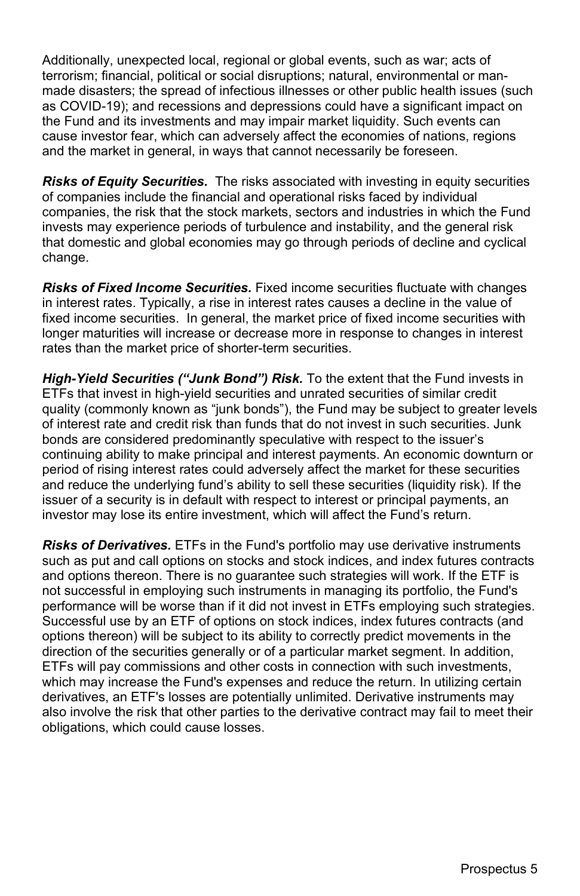Additionally, unexpected local, regional or global events, such as war; acts of terrorism; financial, political or social disruptions; natural, environmental or man-made disasters; the spread of infectious illnesses or other public health issues (such as COVID-19); and recessions and depressions could have a significant impact on the Fund and its investments and may impair market liquidity. Such events can cause investor fear, which can adversely affect the economies of nations, regions and the market in general, in ways that cannot necessarily be foreseen.

***Risks of Equity Securities.*** The risks associated with investing in equity securities of companies include the financial and operational risks faced by individual companies, the risk that the stock markets, sectors and industries in which the Fund invests may experience periods of turbulence and instability, and the general risk that domestic and global economies may go through periods of decline and cyclical change.

***Risks of Fixed Income Securities.*** Fixed income securities fluctuate with changes in interest rates. Typically, a rise in interest rates causes a decline in the value of fixed income securities. In general, the market price of fixed income securities with longer maturities will increase or decrease more in response to changes in interest rates than the market price of shorter-term securities.

***High-Yield Securities ("Junk Bond") Risk.*** To the extent that the Fund invests in ETFs that invest in high-yield securities and unrated securities of similar credit quality (commonly known as "junk bonds"), the Fund may be subject to greater levels of interest rate and credit risk than funds that do not invest in such securities. Junk bonds are considered predominantly speculative with respect to the issuer's continuing ability to make principal and interest payments. An economic downturn or period of rising interest rates could adversely affect the market for these securities and reduce the underlying fund's ability to sell these securities (liquidity risk). If the issuer of a security is in default with respect to interest or principal payments, an investor may lose its entire investment, which will affect the Fund's return.

***Risks of Derivatives.*** ETFs in the Fund's portfolio may use derivative instruments such as put and call options on stocks and stock indices, and index futures contracts and options thereon. There is no guarantee such strategies will work. If the ETF is not successful in employing such instruments in managing its portfolio, the Fund's performance will be worse than if it did not invest in ETFs employing such strategies. Successful use by an ETF of options on stock indices, index futures contracts (and options thereon) will be subject to its ability to correctly predict movements in the direction of the securities generally or of a particular market segment. In addition, ETFs will pay commissions and other costs in connection with such investments, which may increase the Fund's expenses and reduce the return. In utilizing certain derivatives, an ETF's losses are potentially unlimited. Derivative instruments may also involve the risk that other parties to the derivative contract may fail to meet their obligations, which could cause losses.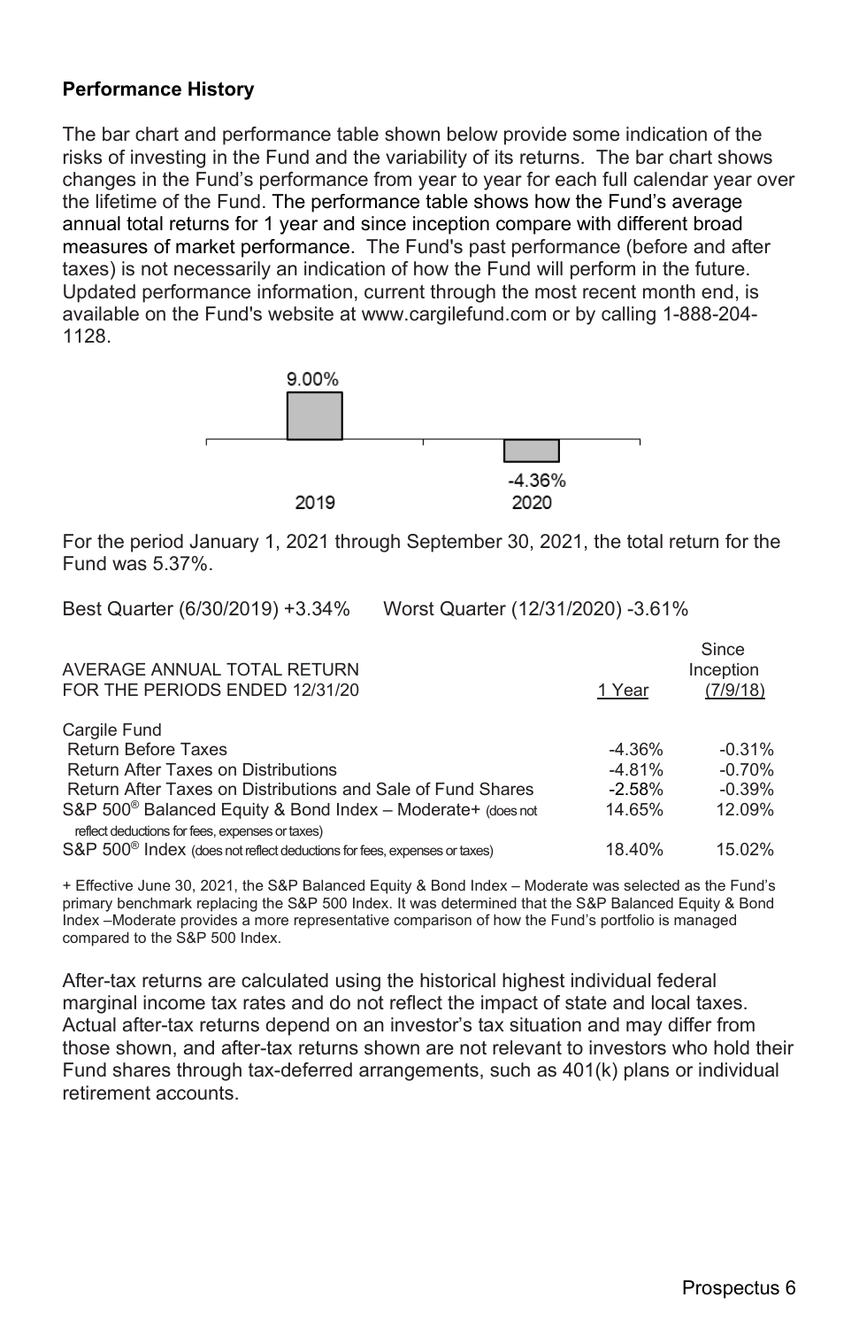**Performance History**

The bar chart and performance table shown below provide some indication of the risks of investing in the Fund and the variability of its returns. The bar chart shows changes in the Fund's performance from year to year for each full calendar year over the lifetime of the Fund. The performance table shows how the Fund's average annual total returns for 1 year and since inception compare with different broad measures of market performance. The Fund's past performance (before and after taxes) is not necessarily an indication of how the Fund will perform in the future. Updated performance information, current through the most recent month end, is available on the Fund's website at www.cargilefund.com or by calling 1-888-204-1128.

| Year | Return |
|---|---|
| 2019 | 9.00% |
| 2020 | -4.36% |

For the period January 1, 2021 through September 30, 2021, the total return for the Fund was 5.37%.

Best Quarter (6/30/2019) +3.34% Worst Quarter (12/31/2020) -3.61%

| AVERAGE ANNUAL TOTAL RETURN FOR THE PERIODS ENDED 12/31/20 | 1 Year | Since Inception (7/9/18) |
|---|---|---|
| Cargile Fund | | |
| Return Before Taxes | -4.36% | -0.31% |
| Return After Taxes on Distributions | -4.81% | -0.70% |
| Return After Taxes on Distributions and Sale of Fund Shares | -2.58% | -0.39% |
| S&P 500® Balanced Equity & Bond Index – Moderate+ (does not reflect deductions for fees, expenses or taxes) | 14.65% | 12.09% |
| S&P 500® Index (does not reflect deductions for fees, expenses or taxes) | 18.40% | 15.02% |

+ Effective June 30, 2021, the S&P Balanced Equity & Bond Index – Moderate was selected as the Fund's primary benchmark replacing the S&P 500 Index. It was determined that the S&P Balanced Equity & Bond Index –Moderate provides a more representative comparison of how the Fund's portfolio is managed compared to the S&P 500 Index.

After-tax returns are calculated using the historical highest individual federal marginal income tax rates and do not reflect the impact of state and local taxes. Actual after-tax returns depend on an investor's tax situation and may differ from those shown, and after-tax returns shown are not relevant to investors who hold their Fund shares through tax-deferred arrangements, such as 401(k) plans or individual retirement accounts.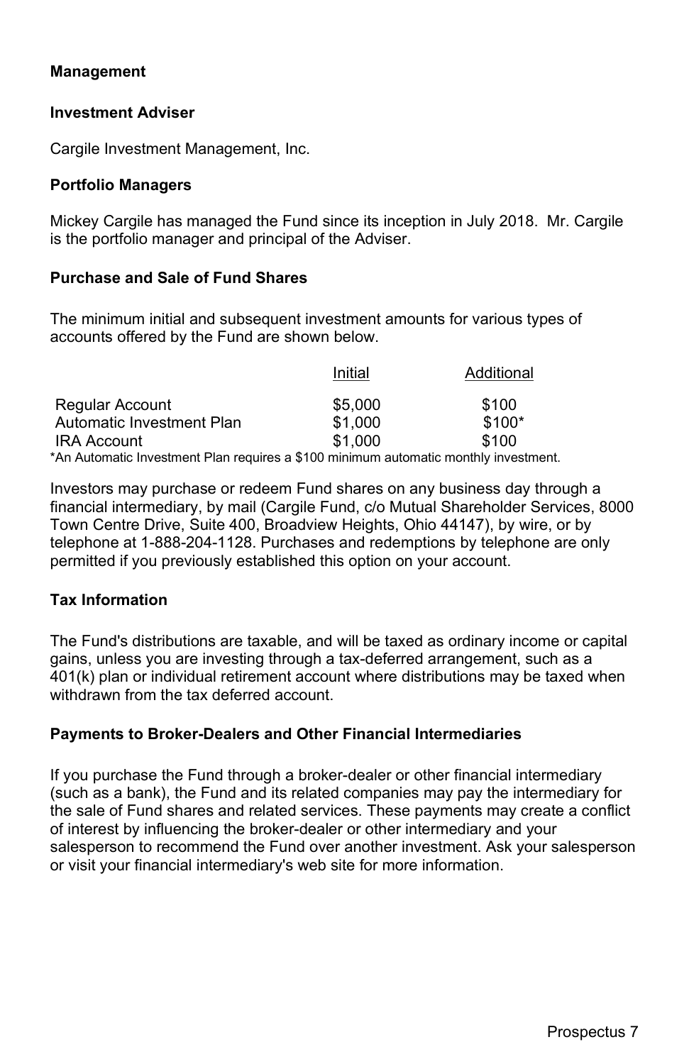## Management

### Investment Adviser

Cargile Investment Management, Inc.

### Portfolio Managers

Mickey Cargile has managed the Fund since its inception in July 2018. Mr. Cargile is the portfolio manager and principal of the Adviser.

## Purchase and Sale of Fund Shares

The minimum initial and subsequent investment amounts for various types of accounts offered by the Fund are shown below.

| | Initial | Additional |
|---|---|---|
| Regular Account | $5,000 | $100 |
| Automatic Investment Plan | $1,000 | $100* |
| IRA Account | $1,000 | $100 |

*An Automatic Investment Plan requires a $100 minimum automatic monthly investment.

Investors may purchase or redeem Fund shares on any business day through a financial intermediary, by mail (Cargile Fund, c/o Mutual Shareholder Services, 8000 Town Centre Drive, Suite 400, Broadview Heights, Ohio 44147), by wire, or by telephone at 1-888-204-1128. Purchases and redemptions by telephone are only permitted if you previously established this option on your account.

## Tax Information

The Fund's distributions are taxable, and will be taxed as ordinary income or capital gains, unless you are investing through a tax-deferred arrangement, such as a 401(k) plan or individual retirement account where distributions may be taxed when withdrawn from the tax deferred account.

## Payments to Broker-Dealers and Other Financial Intermediaries

If you purchase the Fund through a broker-dealer or other financial intermediary (such as a bank), the Fund and its related companies may pay the intermediary for the sale of Fund shares and related services. These payments may create a conflict of interest by influencing the broker-dealer or other intermediary and your salesperson to recommend the Fund over another investment. Ask your salesperson or visit your financial intermediary's web site for more information.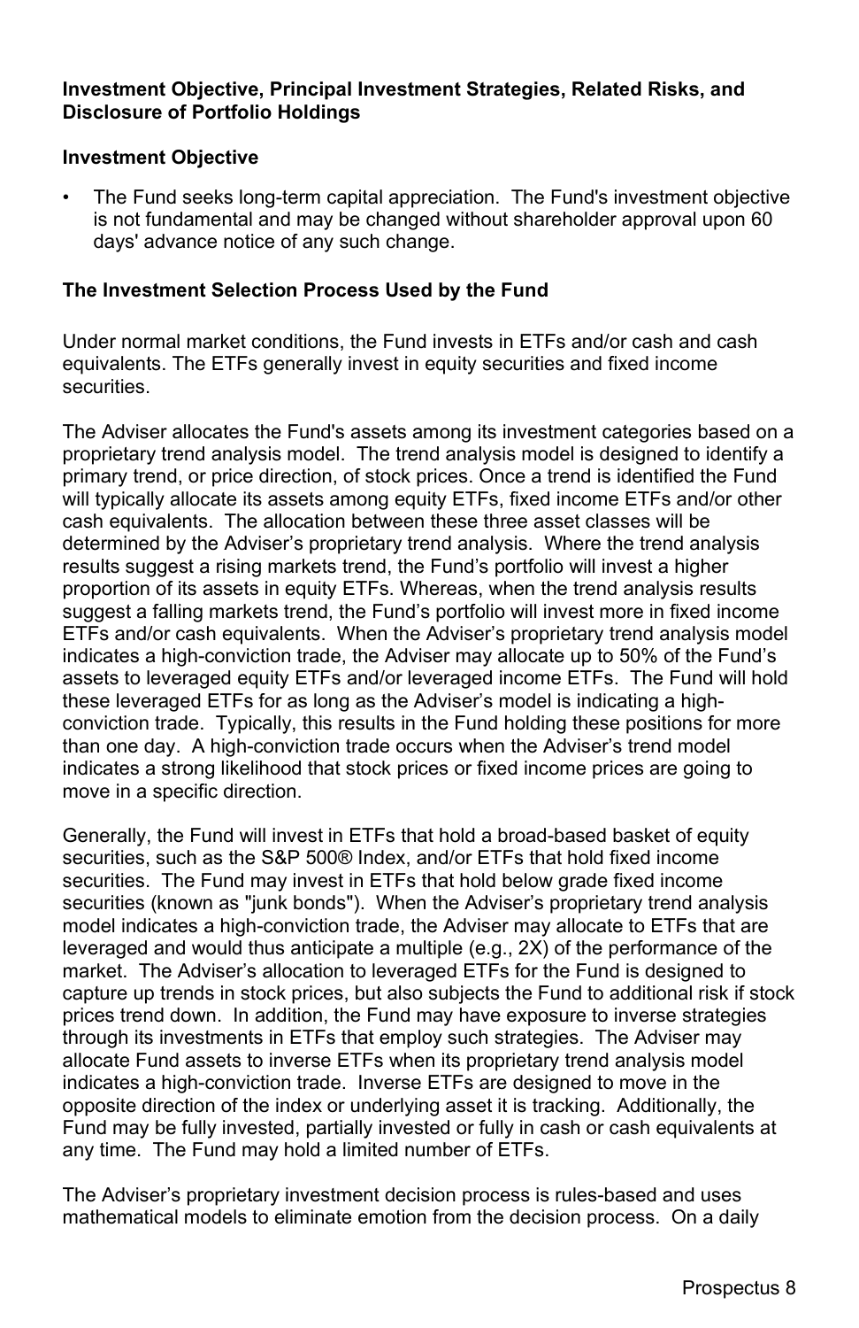**Investment Objective, Principal Investment Strategies, Related Risks, and Disclosure of Portfolio Holdings**

**Investment Objective**

- The Fund seeks long-term capital appreciation. The Fund's investment objective is not fundamental and may be changed without shareholder approval upon 60 days' advance notice of any such change.

**The Investment Selection Process Used by the Fund**

Under normal market conditions, the Fund invests in ETFs and/or cash and cash equivalents. The ETFs generally invest in equity securities and fixed income securities.

The Adviser allocates the Fund's assets among its investment categories based on a proprietary trend analysis model. The trend analysis model is designed to identify a primary trend, or price direction, of stock prices. Once a trend is identified the Fund will typically allocate its assets among equity ETFs, fixed income ETFs and/or other cash equivalents. The allocation between these three asset classes will be determined by the Adviser's proprietary trend analysis. Where the trend analysis results suggest a rising markets trend, the Fund's portfolio will invest a higher proportion of its assets in equity ETFs. Whereas, when the trend analysis results suggest a falling markets trend, the Fund's portfolio will invest more in fixed income ETFs and/or cash equivalents. When the Adviser's proprietary trend analysis model indicates a high-conviction trade, the Adviser may allocate up to 50% of the Fund's assets to leveraged equity ETFs and/or leveraged income ETFs. The Fund will hold these leveraged ETFs for as long as the Adviser's model is indicating a high-conviction trade. Typically, this results in the Fund holding these positions for more than one day. A high-conviction trade occurs when the Adviser's trend model indicates a strong likelihood that stock prices or fixed income prices are going to move in a specific direction.

Generally, the Fund will invest in ETFs that hold a broad-based basket of equity securities, such as the S&P 500® Index, and/or ETFs that hold fixed income securities. The Fund may invest in ETFs that hold below grade fixed income securities (known as "junk bonds"). When the Adviser's proprietary trend analysis model indicates a high-conviction trade, the Adviser may allocate to ETFs that are leveraged and would thus anticipate a multiple (e.g., 2X) of the performance of the market. The Adviser's allocation to leveraged ETFs for the Fund is designed to capture up trends in stock prices, but also subjects the Fund to additional risk if stock prices trend down. In addition, the Fund may have exposure to inverse strategies through its investments in ETFs that employ such strategies. The Adviser may allocate Fund assets to inverse ETFs when its proprietary trend analysis model indicates a high-conviction trade. Inverse ETFs are designed to move in the opposite direction of the index or underlying asset it is tracking. Additionally, the Fund may be fully invested, partially invested or fully in cash or cash equivalents at any time. The Fund may hold a limited number of ETFs.

The Adviser's proprietary investment decision process is rules-based and uses mathematical models to eliminate emotion from the decision process. On a daily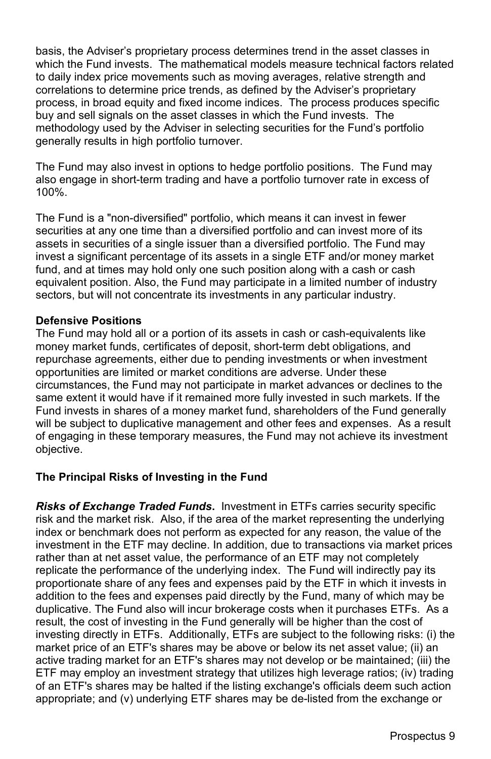basis, the Adviser's proprietary process determines trend in the asset classes in which the Fund invests. The mathematical models measure technical factors related to daily index price movements such as moving averages, relative strength and correlations to determine price trends, as defined by the Adviser's proprietary process, in broad equity and fixed income indices. The process produces specific buy and sell signals on the asset classes in which the Fund invests. The methodology used by the Adviser in selecting securities for the Fund's portfolio generally results in high portfolio turnover.

The Fund may also invest in options to hedge portfolio positions. The Fund may also engage in short-term trading and have a portfolio turnover rate in excess of 100%.

The Fund is a "non-diversified" portfolio, which means it can invest in fewer securities at any one time than a diversified portfolio and can invest more of its assets in securities of a single issuer than a diversified portfolio. The Fund may invest a significant percentage of its assets in a single ETF and/or money market fund, and at times may hold only one such position along with a cash or cash equivalent position. Also, the Fund may participate in a limited number of industry sectors, but will not concentrate its investments in any particular industry.

**Defensive Positions**

The Fund may hold all or a portion of its assets in cash or cash-equivalents like money market funds, certificates of deposit, short-term debt obligations, and repurchase agreements, either due to pending investments or when investment opportunities are limited or market conditions are adverse. Under these circumstances, the Fund may not participate in market advances or declines to the same extent it would have if it remained more fully invested in such markets. If the Fund invests in shares of a money market fund, shareholders of the Fund generally will be subject to duplicative management and other fees and expenses. As a result of engaging in these temporary measures, the Fund may not achieve its investment objective.

## The Principal Risks of Investing in the Fund

***Risks of Exchange Traded Funds*.** Investment in ETFs carries security specific risk and the market risk. Also, if the area of the market representing the underlying index or benchmark does not perform as expected for any reason, the value of the investment in the ETF may decline. In addition, due to transactions via market prices rather than at net asset value, the performance of an ETF may not completely replicate the performance of the underlying index. The Fund will indirectly pay its proportionate share of any fees and expenses paid by the ETF in which it invests in addition to the fees and expenses paid directly by the Fund, many of which may be duplicative. The Fund also will incur brokerage costs when it purchases ETFs. As a result, the cost of investing in the Fund generally will be higher than the cost of investing directly in ETFs. Additionally, ETFs are subject to the following risks: (i) the market price of an ETF's shares may be above or below its net asset value; (ii) an active trading market for an ETF's shares may not develop or be maintained; (iii) the ETF may employ an investment strategy that utilizes high leverage ratios; (iv) trading of an ETF's shares may be halted if the listing exchange's officials deem such action appropriate; and (v) underlying ETF shares may be de-listed from the exchange or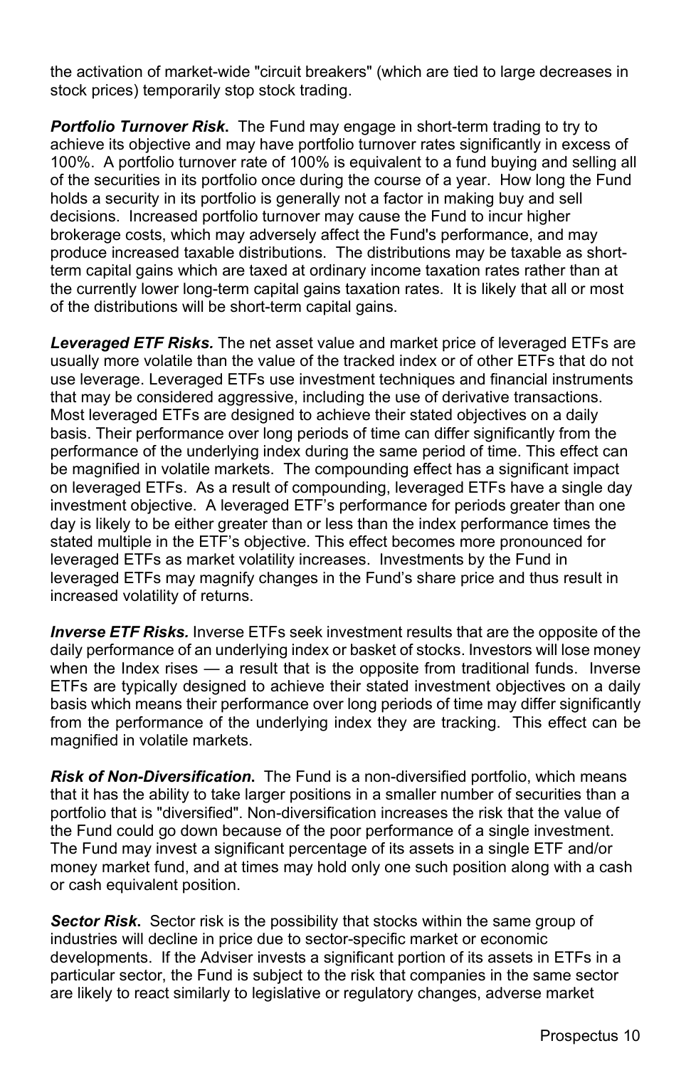the activation of market-wide "circuit breakers" (which are tied to large decreases in stock prices) temporarily stop stock trading.

***Portfolio Turnover Risk.*** The Fund may engage in short-term trading to try to achieve its objective and may have portfolio turnover rates significantly in excess of 100%. A portfolio turnover rate of 100% is equivalent to a fund buying and selling all of the securities in its portfolio once during the course of a year. How long the Fund holds a security in its portfolio is generally not a factor in making buy and sell decisions. Increased portfolio turnover may cause the Fund to incur higher brokerage costs, which may adversely affect the Fund's performance, and may produce increased taxable distributions. The distributions may be taxable as short-term capital gains which are taxed at ordinary income taxation rates rather than at the currently lower long-term capital gains taxation rates. It is likely that all or most of the distributions will be short-term capital gains.

***Leveraged ETF Risks.*** The net asset value and market price of leveraged ETFs are usually more volatile than the value of the tracked index or of other ETFs that do not use leverage. Leveraged ETFs use investment techniques and financial instruments that may be considered aggressive, including the use of derivative transactions. Most leveraged ETFs are designed to achieve their stated objectives on a daily basis. Their performance over long periods of time can differ significantly from the performance of the underlying index during the same period of time. This effect can be magnified in volatile markets. The compounding effect has a significant impact on leveraged ETFs. As a result of compounding, leveraged ETFs have a single day investment objective. A leveraged ETF's performance for periods greater than one day is likely to be either greater than or less than the index performance times the stated multiple in the ETF's objective. This effect becomes more pronounced for leveraged ETFs as market volatility increases. Investments by the Fund in leveraged ETFs may magnify changes in the Fund's share price and thus result in increased volatility of returns.

***Inverse ETF Risks.*** Inverse ETFs seek investment results that are the opposite of the daily performance of an underlying index or basket of stocks. Investors will lose money when the Index rises — a result that is the opposite from traditional funds. Inverse ETFs are typically designed to achieve their stated investment objectives on a daily basis which means their performance over long periods of time may differ significantly from the performance of the underlying index they are tracking. This effect can be magnified in volatile markets.

***Risk of Non-Diversification.*** The Fund is a non-diversified portfolio, which means that it has the ability to take larger positions in a smaller number of securities than a portfolio that is "diversified". Non-diversification increases the risk that the value of the Fund could go down because of the poor performance of a single investment. The Fund may invest a significant percentage of its assets in a single ETF and/or money market fund, and at times may hold only one such position along with a cash or cash equivalent position.

***Sector Risk.*** Sector risk is the possibility that stocks within the same group of industries will decline in price due to sector-specific market or economic developments. If the Adviser invests a significant portion of its assets in ETFs in a particular sector, the Fund is subject to the risk that companies in the same sector are likely to react similarly to legislative or regulatory changes, adverse market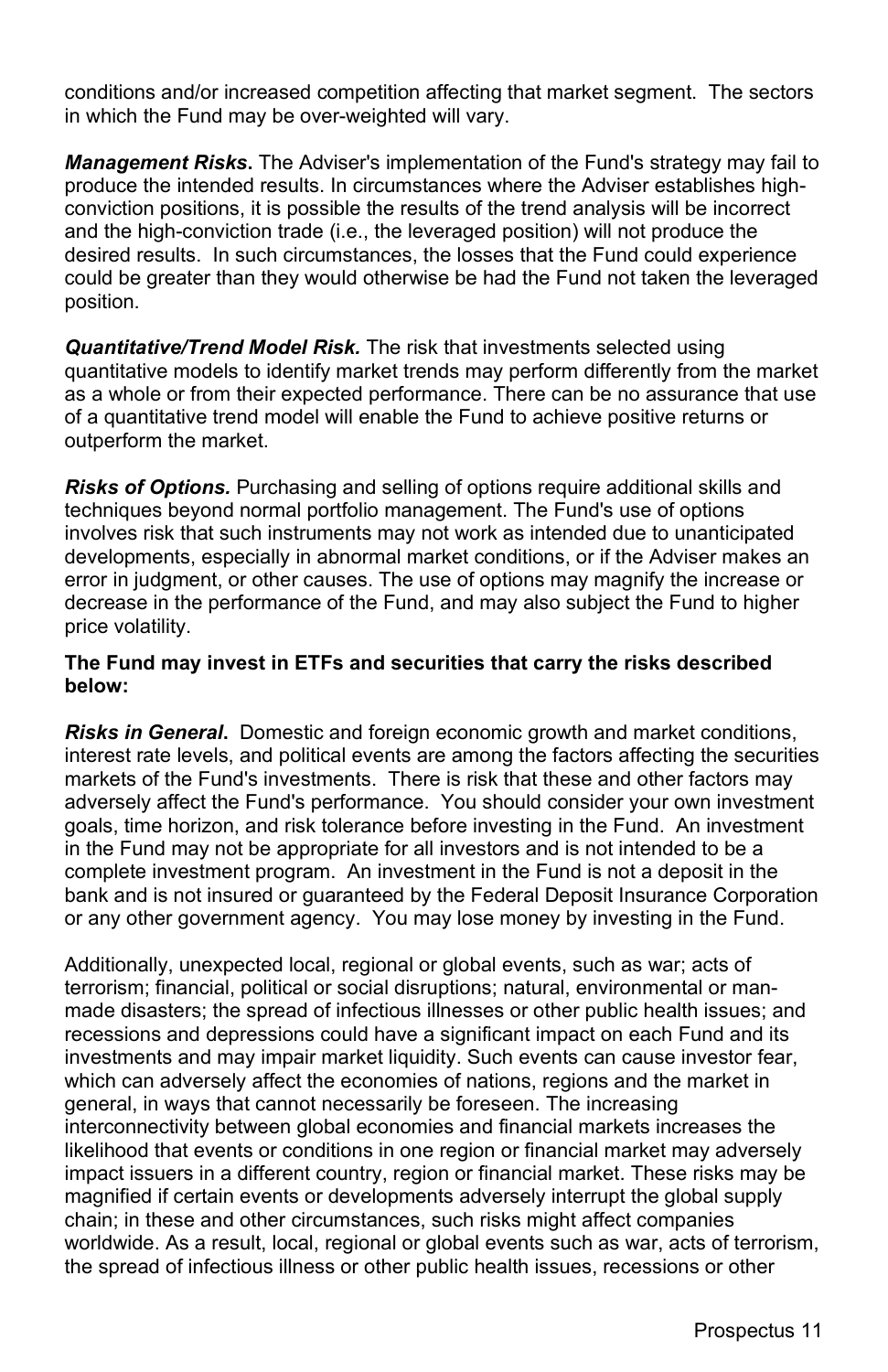conditions and/or increased competition affecting that market segment. The sectors in which the Fund may be over-weighted will vary.

***Management Risks***. The Adviser's implementation of the Fund's strategy may fail to produce the intended results. In circumstances where the Adviser establishes high-conviction positions, it is possible the results of the trend analysis will be incorrect and the high-conviction trade (i.e., the leveraged position) will not produce the desired results. In such circumstances, the losses that the Fund could experience could be greater than they would otherwise be had the Fund not taken the leveraged position.

***Quantitative/Trend Model Risk.*** The risk that investments selected using quantitative models to identify market trends may perform differently from the market as a whole or from their expected performance. There can be no assurance that use of a quantitative trend model will enable the Fund to achieve positive returns or outperform the market.

***Risks of Options.*** Purchasing and selling of options require additional skills and techniques beyond normal portfolio management. The Fund's use of options involves risk that such instruments may not work as intended due to unanticipated developments, especially in abnormal market conditions, or if the Adviser makes an error in judgment, or other causes. The use of options may magnify the increase or decrease in the performance of the Fund, and may also subject the Fund to higher price volatility.

**The Fund may invest in ETFs and securities that carry the risks described below:**

***Risks in General***. Domestic and foreign economic growth and market conditions, interest rate levels, and political events are among the factors affecting the securities markets of the Fund's investments. There is risk that these and other factors may adversely affect the Fund's performance. You should consider your own investment goals, time horizon, and risk tolerance before investing in the Fund. An investment in the Fund may not be appropriate for all investors and is not intended to be a complete investment program. An investment in the Fund is not a deposit in the bank and is not insured or guaranteed by the Federal Deposit Insurance Corporation or any other government agency. You may lose money by investing in the Fund.

Additionally, unexpected local, regional or global events, such as war; acts of terrorism; financial, political or social disruptions; natural, environmental or man-made disasters; the spread of infectious illnesses or other public health issues; and recessions and depressions could have a significant impact on each Fund and its investments and may impair market liquidity. Such events can cause investor fear, which can adversely affect the economies of nations, regions and the market in general, in ways that cannot necessarily be foreseen. The increasing interconnectivity between global economies and financial markets increases the likelihood that events or conditions in one region or financial market may adversely impact issuers in a different country, region or financial market. These risks may be magnified if certain events or developments adversely interrupt the global supply chain; in these and other circumstances, such risks might affect companies worldwide. As a result, local, regional or global events such as war, acts of terrorism, the spread of infectious illness or other public health issues, recessions or other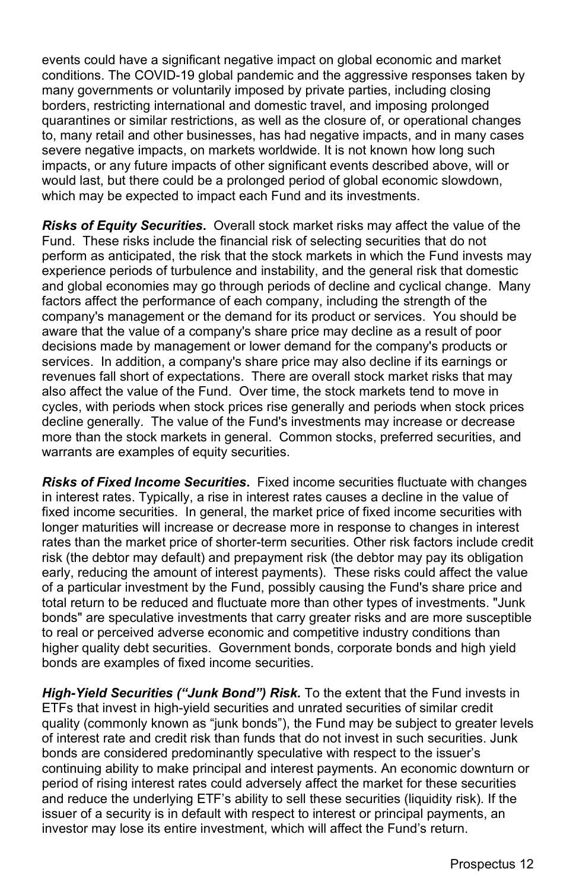events could have a significant negative impact on global economic and market conditions. The COVID-19 global pandemic and the aggressive responses taken by many governments or voluntarily imposed by private parties, including closing borders, restricting international and domestic travel, and imposing prolonged quarantines or similar restrictions, as well as the closure of, or operational changes to, many retail and other businesses, has had negative impacts, and in many cases severe negative impacts, on markets worldwide. It is not known how long such impacts, or any future impacts of other significant events described above, will or would last, but there could be a prolonged period of global economic slowdown, which may be expected to impact each Fund and its investments.

***Risks of Equity Securities*.** Overall stock market risks may affect the value of the Fund. These risks include the financial risk of selecting securities that do not perform as anticipated, the risk that the stock markets in which the Fund invests may experience periods of turbulence and instability, and the general risk that domestic and global economies may go through periods of decline and cyclical change. Many factors affect the performance of each company, including the strength of the company's management or the demand for its product or services. You should be aware that the value of a company's share price may decline as a result of poor decisions made by management or lower demand for the company's products or services. In addition, a company's share price may also decline if its earnings or revenues fall short of expectations. There are overall stock market risks that may also affect the value of the Fund. Over time, the stock markets tend to move in cycles, with periods when stock prices rise generally and periods when stock prices decline generally. The value of the Fund's investments may increase or decrease more than the stock markets in general. Common stocks, preferred securities, and warrants are examples of equity securities.

***Risks of Fixed Income Securities*.** Fixed income securities fluctuate with changes in interest rates. Typically, a rise in interest rates causes a decline in the value of fixed income securities. In general, the market price of fixed income securities with longer maturities will increase or decrease more in response to changes in interest rates than the market price of shorter-term securities. Other risk factors include credit risk (the debtor may default) and prepayment risk (the debtor may pay its obligation early, reducing the amount of interest payments). These risks could affect the value of a particular investment by the Fund, possibly causing the Fund's share price and total return to be reduced and fluctuate more than other types of investments. "Junk bonds" are speculative investments that carry greater risks and are more susceptible to real or perceived adverse economic and competitive industry conditions than higher quality debt securities. Government bonds, corporate bonds and high yield bonds are examples of fixed income securities.

***High-Yield Securities ("Junk Bond") Risk.*** To the extent that the Fund invests in ETFs that invest in high-yield securities and unrated securities of similar credit quality (commonly known as "junk bonds"), the Fund may be subject to greater levels of interest rate and credit risk than funds that do not invest in such securities. Junk bonds are considered predominantly speculative with respect to the issuer's continuing ability to make principal and interest payments. An economic downturn or period of rising interest rates could adversely affect the market for these securities and reduce the underlying ETF's ability to sell these securities (liquidity risk). If the issuer of a security is in default with respect to interest or principal payments, an investor may lose its entire investment, which will affect the Fund's return.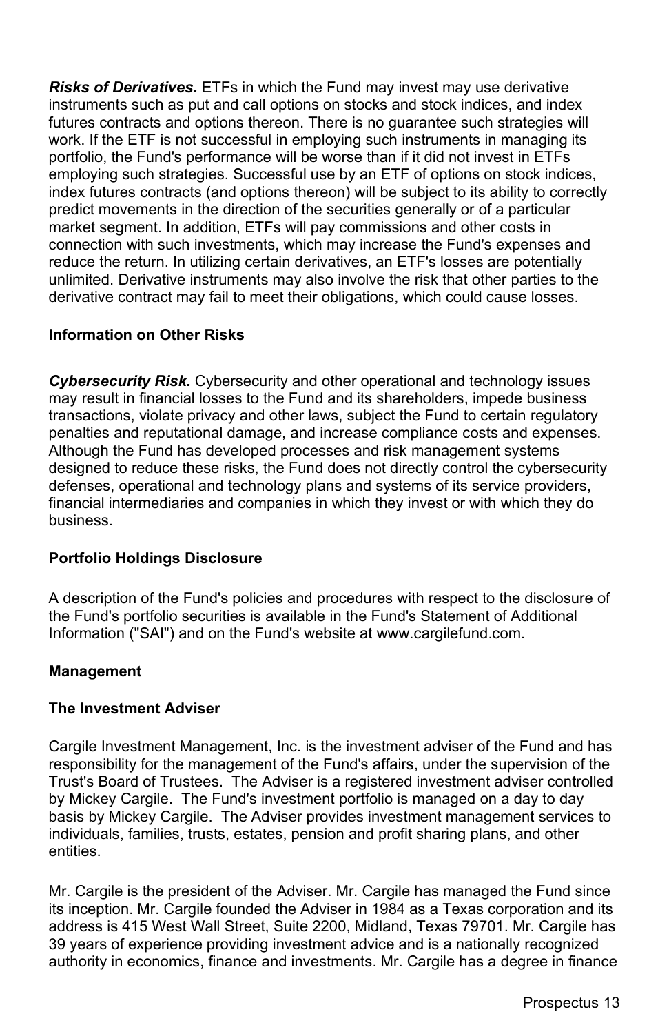***Risks of Derivatives.*** ETFs in which the Fund may invest may use derivative instruments such as put and call options on stocks and stock indices, and index futures contracts and options thereon. There is no guarantee such strategies will work. If the ETF is not successful in employing such instruments in managing its portfolio, the Fund's performance will be worse than if it did not invest in ETFs employing such strategies. Successful use by an ETF of options on stock indices, index futures contracts (and options thereon) will be subject to its ability to correctly predict movements in the direction of the securities generally or of a particular market segment. In addition, ETFs will pay commissions and other costs in connection with such investments, which may increase the Fund's expenses and reduce the return. In utilizing certain derivatives, an ETF's losses are potentially unlimited. Derivative instruments may also involve the risk that other parties to the derivative contract may fail to meet their obligations, which could cause losses.

**Information on Other Risks**

***Cybersecurity Risk.*** Cybersecurity and other operational and technology issues may result in financial losses to the Fund and its shareholders, impede business transactions, violate privacy and other laws, subject the Fund to certain regulatory penalties and reputational damage, and increase compliance costs and expenses. Although the Fund has developed processes and risk management systems designed to reduce these risks, the Fund does not directly control the cybersecurity defenses, operational and technology plans and systems of its service providers, financial intermediaries and companies in which they invest or with which they do business.

**Portfolio Holdings Disclosure**

A description of the Fund's policies and procedures with respect to the disclosure of the Fund's portfolio securities is available in the Fund's Statement of Additional Information ("SAI") and on the Fund's website at www.cargilefund.com.

**Management**

**The Investment Adviser**

Cargile Investment Management, Inc. is the investment adviser of the Fund and has responsibility for the management of the Fund's affairs, under the supervision of the Trust's Board of Trustees. The Adviser is a registered investment adviser controlled by Mickey Cargile. The Fund's investment portfolio is managed on a day to day basis by Mickey Cargile. The Adviser provides investment management services to individuals, families, trusts, estates, pension and profit sharing plans, and other entities.

Mr. Cargile is the president of the Adviser. Mr. Cargile has managed the Fund since its inception. Mr. Cargile founded the Adviser in 1984 as a Texas corporation and its address is 415 West Wall Street, Suite 2200, Midland, Texas 79701. Mr. Cargile has 39 years of experience providing investment advice and is a nationally recognized authority in economics, finance and investments. Mr. Cargile has a degree in finance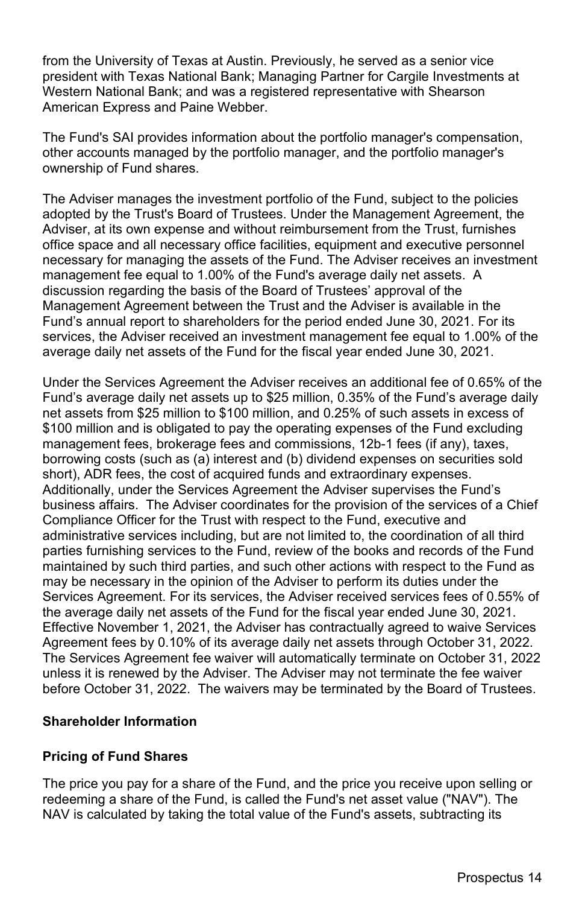from the University of Texas at Austin. Previously, he served as a senior vice president with Texas National Bank; Managing Partner for Cargile Investments at Western National Bank; and was a registered representative with Shearson American Express and Paine Webber.

The Fund's SAI provides information about the portfolio manager's compensation, other accounts managed by the portfolio manager, and the portfolio manager's ownership of Fund shares.

The Adviser manages the investment portfolio of the Fund, subject to the policies adopted by the Trust's Board of Trustees. Under the Management Agreement, the Adviser, at its own expense and without reimbursement from the Trust, furnishes office space and all necessary office facilities, equipment and executive personnel necessary for managing the assets of the Fund. The Adviser receives an investment management fee equal to 1.00% of the Fund's average daily net assets. A discussion regarding the basis of the Board of Trustees' approval of the Management Agreement between the Trust and the Adviser is available in the Fund's annual report to shareholders for the period ended June 30, 2021. For its services, the Adviser received an investment management fee equal to 1.00% of the average daily net assets of the Fund for the fiscal year ended June 30, 2021.

Under the Services Agreement the Adviser receives an additional fee of 0.65% of the Fund's average daily net assets up to $25 million, 0.35% of the Fund's average daily net assets from $25 million to $100 million, and 0.25% of such assets in excess of $100 million and is obligated to pay the operating expenses of the Fund excluding management fees, brokerage fees and commissions, 12b-1 fees (if any), taxes, borrowing costs (such as (a) interest and (b) dividend expenses on securities sold short), ADR fees, the cost of acquired funds and extraordinary expenses. Additionally, under the Services Agreement the Adviser supervises the Fund's business affairs. The Adviser coordinates for the provision of the services of a Chief Compliance Officer for the Trust with respect to the Fund, executive and administrative services including, but are not limited to, the coordination of all third parties furnishing services to the Fund, review of the books and records of the Fund maintained by such third parties, and such other actions with respect to the Fund as may be necessary in the opinion of the Adviser to perform its duties under the Services Agreement. For its services, the Adviser received services fees of 0.55% of the average daily net assets of the Fund for the fiscal year ended June 30, 2021. Effective November 1, 2021, the Adviser has contractually agreed to waive Services Agreement fees by 0.10% of its average daily net assets through October 31, 2022. The Services Agreement fee waiver will automatically terminate on October 31, 2022 unless it is renewed by the Adviser. The Adviser may not terminate the fee waiver before October 31, 2022. The waivers may be terminated by the Board of Trustees.

## Shareholder Information

### Pricing of Fund Shares

The price you pay for a share of the Fund, and the price you receive upon selling or redeeming a share of the Fund, is called the Fund's net asset value ("NAV"). The NAV is calculated by taking the total value of the Fund's assets, subtracting its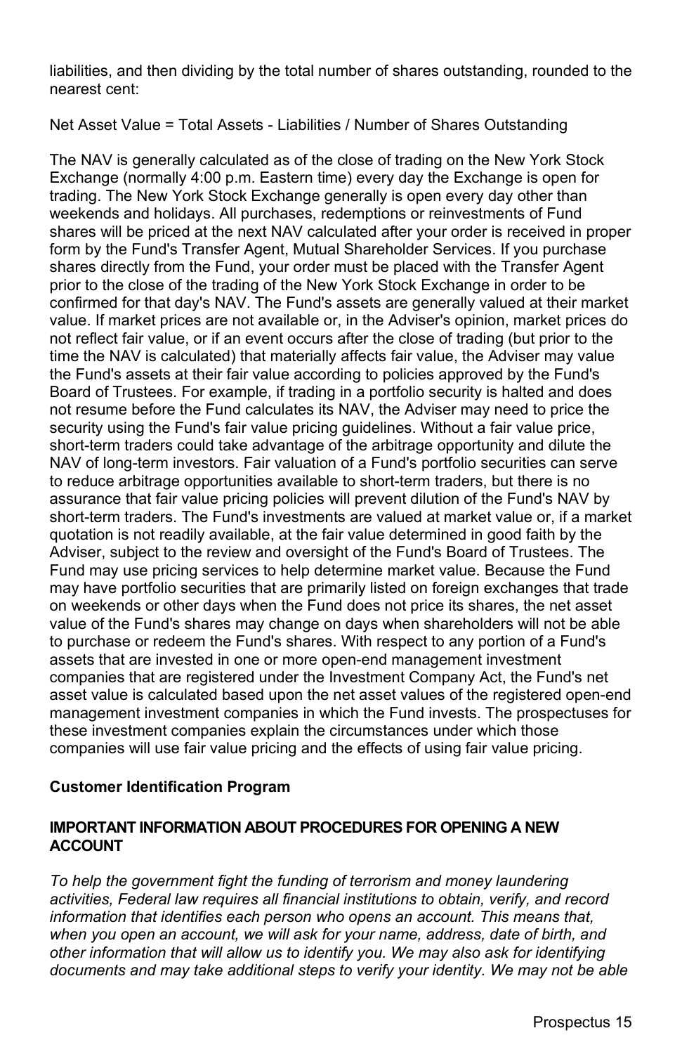liabilities, and then dividing by the total number of shares outstanding, rounded to the nearest cent:

Net Asset Value = Total Assets - Liabilities / Number of Shares Outstanding

The NAV is generally calculated as of the close of trading on the New York Stock Exchange (normally 4:00 p.m. Eastern time) every day the Exchange is open for trading. The New York Stock Exchange generally is open every day other than weekends and holidays. All purchases, redemptions or reinvestments of Fund shares will be priced at the next NAV calculated after your order is received in proper form by the Fund's Transfer Agent, Mutual Shareholder Services. If you purchase shares directly from the Fund, your order must be placed with the Transfer Agent prior to the close of the trading of the New York Stock Exchange in order to be confirmed for that day's NAV. The Fund's assets are generally valued at their market value. If market prices are not available or, in the Adviser's opinion, market prices do not reflect fair value, or if an event occurs after the close of trading (but prior to the time the NAV is calculated) that materially affects fair value, the Adviser may value the Fund's assets at their fair value according to policies approved by the Fund's Board of Trustees. For example, if trading in a portfolio security is halted and does not resume before the Fund calculates its NAV, the Adviser may need to price the security using the Fund's fair value pricing guidelines. Without a fair value price, short-term traders could take advantage of the arbitrage opportunity and dilute the NAV of long-term investors. Fair valuation of a Fund's portfolio securities can serve to reduce arbitrage opportunities available to short-term traders, but there is no assurance that fair value pricing policies will prevent dilution of the Fund's NAV by short-term traders. The Fund's investments are valued at market value or, if a market quotation is not readily available, at the fair value determined in good faith by the Adviser, subject to the review and oversight of the Fund's Board of Trustees. The Fund may use pricing services to help determine market value. Because the Fund may have portfolio securities that are primarily listed on foreign exchanges that trade on weekends or other days when the Fund does not price its shares, the net asset value of the Fund's shares may change on days when shareholders will not be able to purchase or redeem the Fund's shares. With respect to any portion of a Fund's assets that are invested in one or more open-end management investment companies that are registered under the Investment Company Act, the Fund's net asset value is calculated based upon the net asset values of the registered open-end management investment companies in which the Fund invests. The prospectuses for these investment companies explain the circumstances under which those companies will use fair value pricing and the effects of using fair value pricing.

**Customer Identification Program**

**IMPORTANT INFORMATION ABOUT PROCEDURES FOR OPENING A NEW ACCOUNT**

*To help the government fight the funding of terrorism and money laundering activities, Federal law requires all financial institutions to obtain, verify, and record information that identifies each person who opens an account. This means that, when you open an account, we will ask for your name, address, date of birth, and other information that will allow us to identify you. We may also ask for identifying documents and may take additional steps to verify your identity. We may not be able*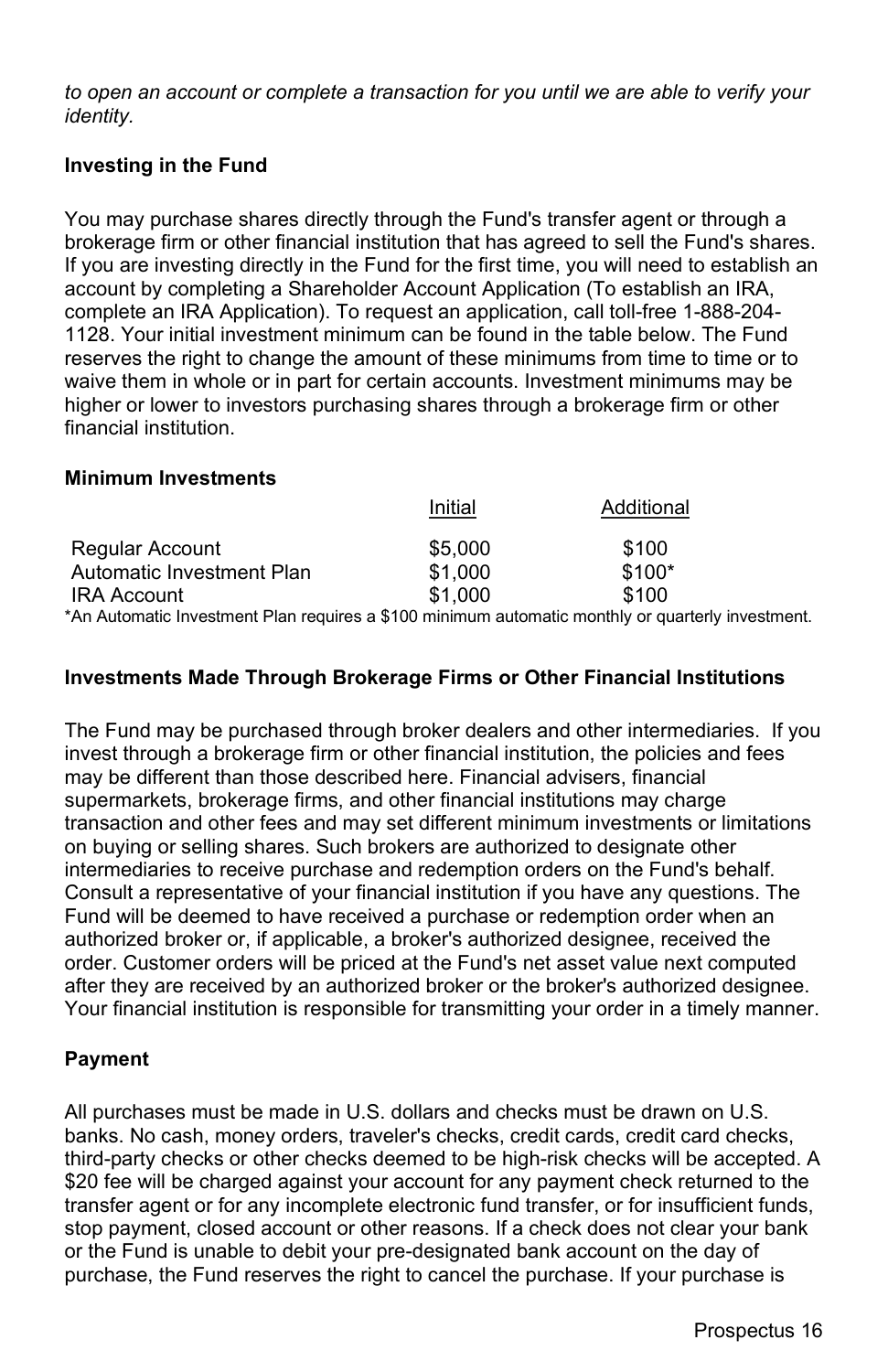*to open an account or complete a transaction for you until we are able to verify your identity.*

**Investing in the Fund**

You may purchase shares directly through the Fund's transfer agent or through a brokerage firm or other financial institution that has agreed to sell the Fund's shares. If you are investing directly in the Fund for the first time, you will need to establish an account by completing a Shareholder Account Application (To establish an IRA, complete an IRA Application). To request an application, call toll-free 1-888-204-1128. Your initial investment minimum can be found in the table below. The Fund reserves the right to change the amount of these minimums from time to time or to waive them in whole or in part for certain accounts. Investment minimums may be higher or lower to investors purchasing shares through a brokerage firm or other financial institution.

**Minimum Investments**

| | Initial | Additional |
|---|---|---|
| Regular Account | $5,000 | $100 |
| Automatic Investment Plan | $1,000 | $100* |
| IRA Account | $1,000 | $100 |

*An Automatic Investment Plan requires a $100 minimum automatic monthly or quarterly investment.

**Investments Made Through Brokerage Firms or Other Financial Institutions**

The Fund may be purchased through broker dealers and other intermediaries. If you invest through a brokerage firm or other financial institution, the policies and fees may be different than those described here. Financial advisers, financial supermarkets, brokerage firms, and other financial institutions may charge transaction and other fees and may set different minimum investments or limitations on buying or selling shares. Such brokers are authorized to designate other intermediaries to receive purchase and redemption orders on the Fund's behalf. Consult a representative of your financial institution if you have any questions. The Fund will be deemed to have received a purchase or redemption order when an authorized broker or, if applicable, a broker's authorized designee, received the order. Customer orders will be priced at the Fund's net asset value next computed after they are received by an authorized broker or the broker's authorized designee. Your financial institution is responsible for transmitting your order in a timely manner.

**Payment**

All purchases must be made in U.S. dollars and checks must be drawn on U.S. banks. No cash, money orders, traveler's checks, credit cards, credit card checks, third-party checks or other checks deemed to be high-risk checks will be accepted. A $20 fee will be charged against your account for any payment check returned to the transfer agent or for any incomplete electronic fund transfer, or for insufficient funds, stop payment, closed account or other reasons. If a check does not clear your bank or the Fund is unable to debit your pre-designated bank account on the day of purchase, the Fund reserves the right to cancel the purchase. If your purchase is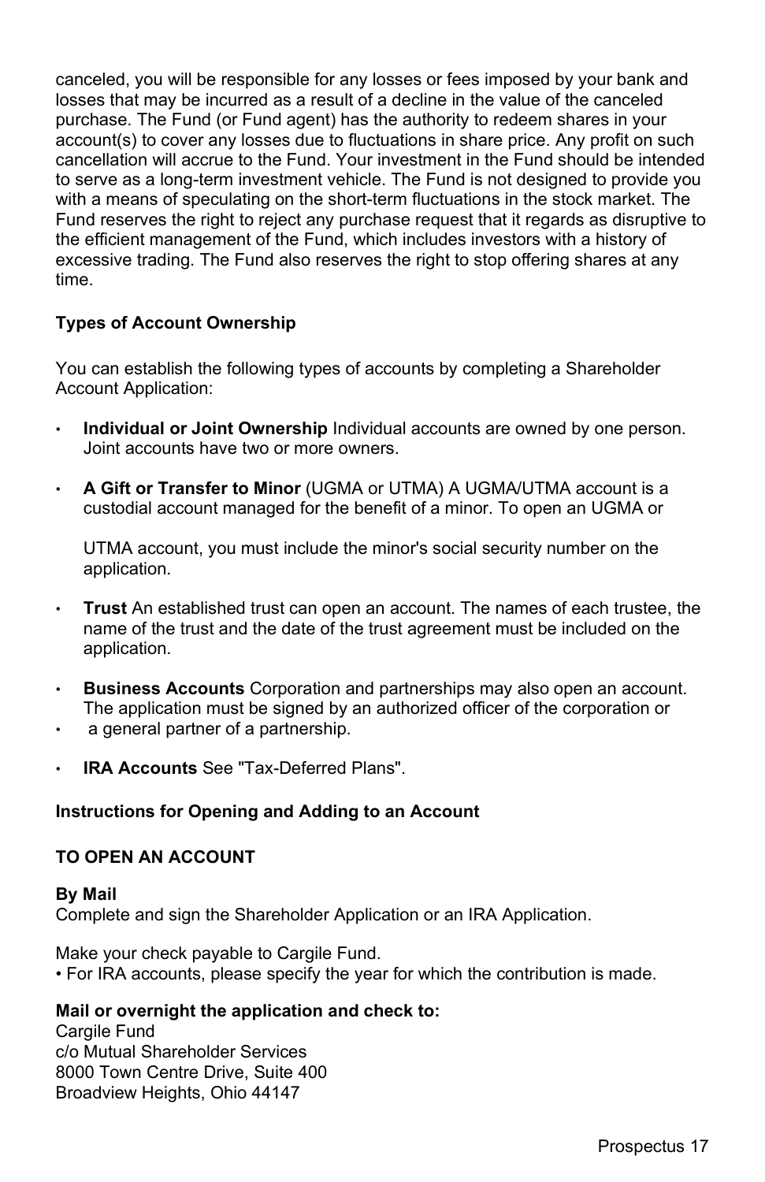canceled, you will be responsible for any losses or fees imposed by your bank and losses that may be incurred as a result of a decline in the value of the canceled purchase. The Fund (or Fund agent) has the authority to redeem shares in your account(s) to cover any losses due to fluctuations in share price. Any profit on such cancellation will accrue to the Fund. Your investment in the Fund should be intended to serve as a long-term investment vehicle. The Fund is not designed to provide you with a means of speculating on the short-term fluctuations in the stock market. The Fund reserves the right to reject any purchase request that it regards as disruptive to the efficient management of the Fund, which includes investors with a history of excessive trading. The Fund also reserves the right to stop offering shares at any time.

**Types of Account Ownership**

You can establish the following types of accounts by completing a Shareholder Account Application:

- **Individual or Joint Ownership** Individual accounts are owned by one person. Joint accounts have two or more owners.
- **A Gift or Transfer to Minor** (UGMA or UTMA) A UGMA/UTMA account is a custodial account managed for the benefit of a minor. To open an UGMA or UTMA account, you must include the minor's social security number on the application.
- **Trust** An established trust can open an account. The names of each trustee, the name of the trust and the date of the trust agreement must be included on the application.
- **Business Accounts** Corporation and partnerships may also open an account. The application must be signed by an authorized officer of the corporation or a general partner of a partnership.
- **IRA Accounts** See "Tax-Deferred Plans".

**Instructions for Opening and Adding to an Account**

**TO OPEN AN ACCOUNT**

**By Mail**
Complete and sign the Shareholder Application or an IRA Application.

Make your check payable to Cargile Fund.
• For IRA accounts, please specify the year for which the contribution is made.

**Mail or overnight the application and check to:**
Cargile Fund
c/o Mutual Shareholder Services
8000 Town Centre Drive, Suite 400
Broadview Heights, Ohio 44147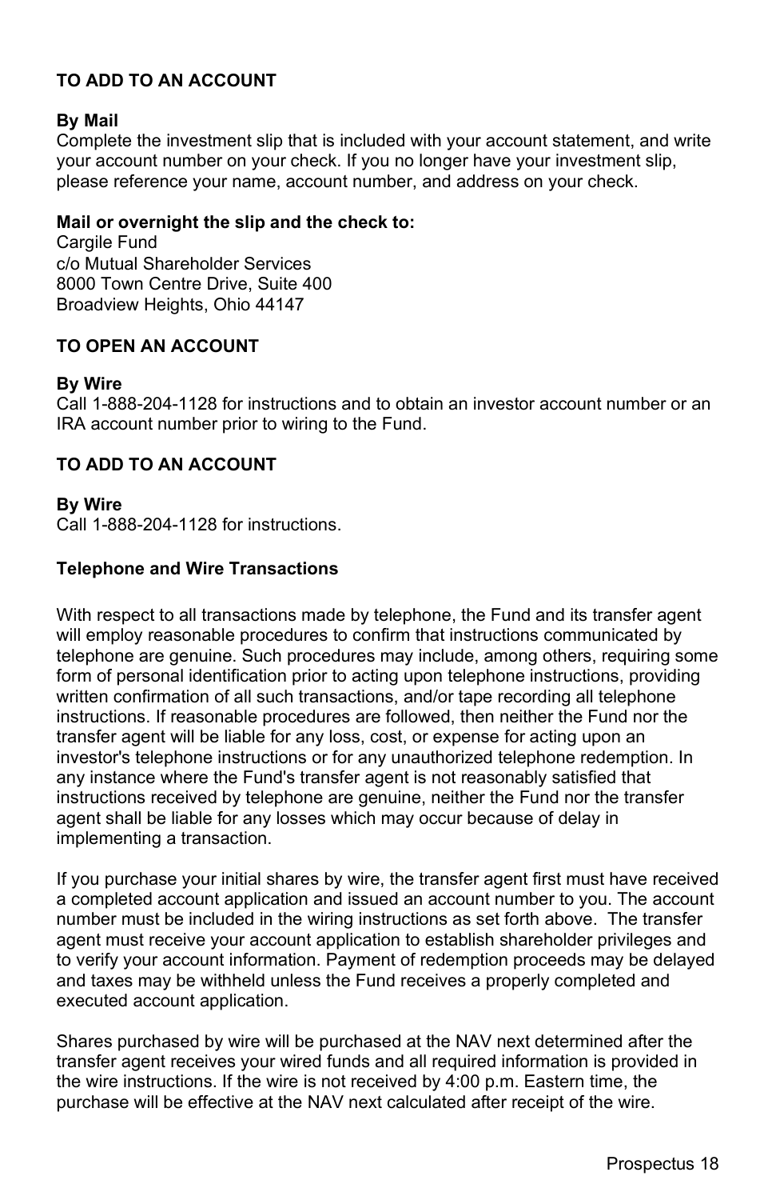**TO ADD TO AN ACCOUNT**

**By Mail**
Complete the investment slip that is included with your account statement, and write your account number on your check. If you no longer have your investment slip, please reference your name, account number, and address on your check.

**Mail or overnight the slip and the check to:**
Cargile Fund
c/o Mutual Shareholder Services
8000 Town Centre Drive, Suite 400
Broadview Heights, Ohio 44147

**TO OPEN AN ACCOUNT**

**By Wire**
Call 1-888-204-1128 for instructions and to obtain an investor account number or an IRA account number prior to wiring to the Fund.

**TO ADD TO AN ACCOUNT**

**By Wire**
Call 1-888-204-1128 for instructions.

**Telephone and Wire Transactions**

With respect to all transactions made by telephone, the Fund and its transfer agent will employ reasonable procedures to confirm that instructions communicated by telephone are genuine. Such procedures may include, among others, requiring some form of personal identification prior to acting upon telephone instructions, providing written confirmation of all such transactions, and/or tape recording all telephone instructions. If reasonable procedures are followed, then neither the Fund nor the transfer agent will be liable for any loss, cost, or expense for acting upon an investor's telephone instructions or for any unauthorized telephone redemption. In any instance where the Fund's transfer agent is not reasonably satisfied that instructions received by telephone are genuine, neither the Fund nor the transfer agent shall be liable for any losses which may occur because of delay in implementing a transaction.

If you purchase your initial shares by wire, the transfer agent first must have received a completed account application and issued an account number to you. The account number must be included in the wiring instructions as set forth above. The transfer agent must receive your account application to establish shareholder privileges and to verify your account information. Payment of redemption proceeds may be delayed and taxes may be withheld unless the Fund receives a properly completed and executed account application.

Shares purchased by wire will be purchased at the NAV next determined after the transfer agent receives your wired funds and all required information is provided in the wire instructions. If the wire is not received by 4:00 p.m. Eastern time, the purchase will be effective at the NAV next calculated after receipt of the wire.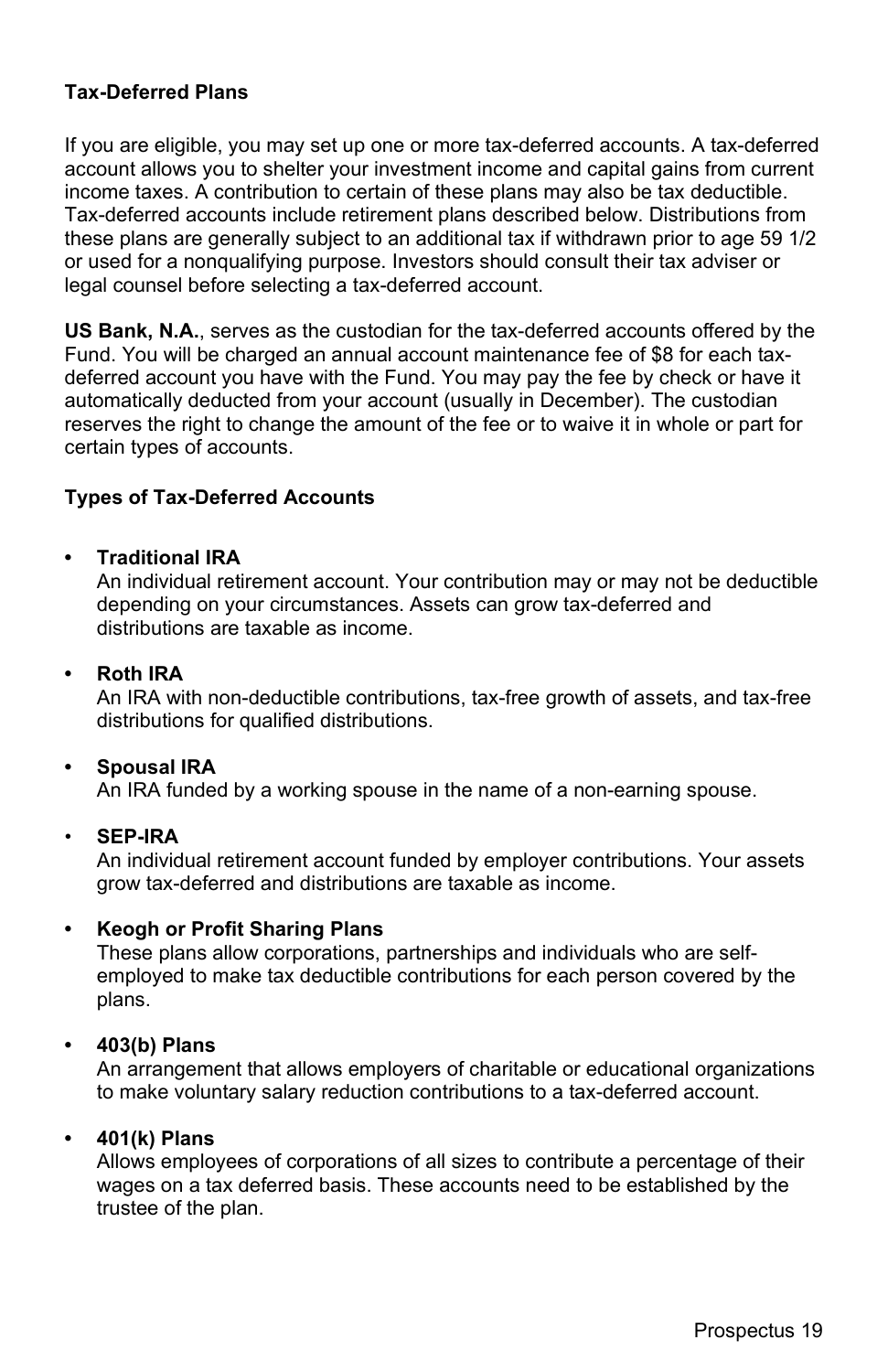### Tax-Deferred Plans

If you are eligible, you may set up one or more tax-deferred accounts. A tax-deferred account allows you to shelter your investment income and capital gains from current income taxes. A contribution to certain of these plans may also be tax deductible. Tax-deferred accounts include retirement plans described below. Distributions from these plans are generally subject to an additional tax if withdrawn prior to age 59 1/2 or used for a nonqualifying purpose. Investors should consult their tax adviser or legal counsel before selecting a tax-deferred account.

**US Bank, N.A.**, serves as the custodian for the tax-deferred accounts offered by the Fund. You will be charged an annual account maintenance fee of $8 for each tax-deferred account you have with the Fund. You may pay the fee by check or have it automatically deducted from your account (usually in December). The custodian reserves the right to change the amount of the fee or to waive it in whole or part for certain types of accounts.

### Types of Tax-Deferred Accounts

- **Traditional IRA**
  An individual retirement account. Your contribution may or may not be deductible depending on your circumstances. Assets can grow tax-deferred and distributions are taxable as income.

- **Roth IRA**
  An IRA with non-deductible contributions, tax-free growth of assets, and tax-free distributions for qualified distributions.

- **Spousal IRA**
  An IRA funded by a working spouse in the name of a non-earning spouse.

- **SEP-IRA**
  An individual retirement account funded by employer contributions. Your assets grow tax-deferred and distributions are taxable as income.

- **Keogh or Profit Sharing Plans**
  These plans allow corporations, partnerships and individuals who are self-employed to make tax deductible contributions for each person covered by the plans.

- **403(b) Plans**
  An arrangement that allows employers of charitable or educational organizations to make voluntary salary reduction contributions to a tax-deferred account.

- **401(k) Plans**
  Allows employees of corporations of all sizes to contribute a percentage of their wages on a tax deferred basis. These accounts need to be established by the trustee of the plan.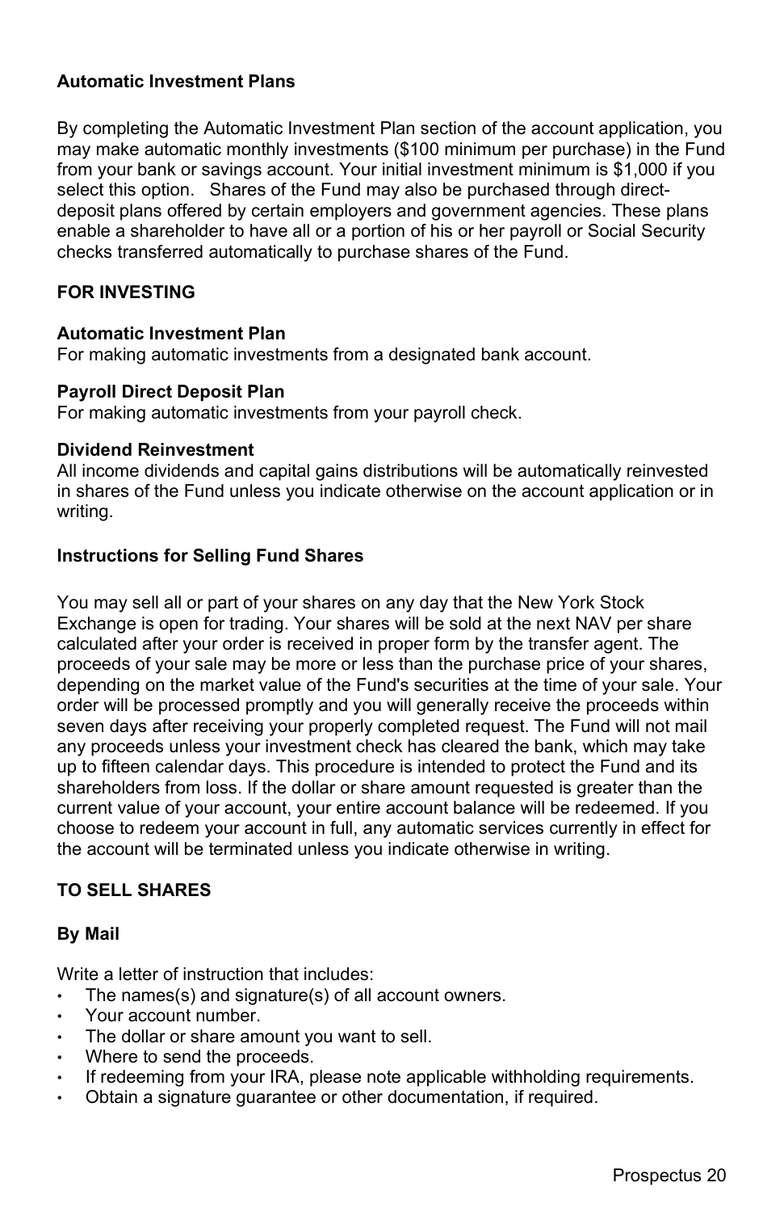### Automatic Investment Plans

By completing the Automatic Investment Plan section of the account application, you may make automatic monthly investments ($100 minimum per purchase) in the Fund from your bank or savings account. Your initial investment minimum is $1,000 if you select this option. Shares of the Fund may also be purchased through direct-deposit plans offered by certain employers and government agencies. These plans enable a shareholder to have all or a portion of his or her payroll or Social Security checks transferred automatically to purchase shares of the Fund.

### FOR INVESTING

**Automatic Investment Plan**
For making automatic investments from a designated bank account.

**Payroll Direct Deposit Plan**
For making automatic investments from your payroll check.

**Dividend Reinvestment**
All income dividends and capital gains distributions will be automatically reinvested in shares of the Fund unless you indicate otherwise on the account application or in writing.

### Instructions for Selling Fund Shares

You may sell all or part of your shares on any day that the New York Stock Exchange is open for trading. Your shares will be sold at the next NAV per share calculated after your order is received in proper form by the transfer agent. The proceeds of your sale may be more or less than the purchase price of your shares, depending on the market value of the Fund's securities at the time of your sale. Your order will be processed promptly and you will generally receive the proceeds within seven days after receiving your properly completed request. The Fund will not mail any proceeds unless your investment check has cleared the bank, which may take up to fifteen calendar days. This procedure is intended to protect the Fund and its shareholders from loss. If the dollar or share amount requested is greater than the current value of your account, your entire account balance will be redeemed. If you choose to redeem your account in full, any automatic services currently in effect for the account will be terminated unless you indicate otherwise in writing.

### TO SELL SHARES

**By Mail**

Write a letter of instruction that includes:

- The names(s) and signature(s) of all account owners.
- Your account number.
- The dollar or share amount you want to sell.
- Where to send the proceeds.
- If redeeming from your IRA, please note applicable withholding requirements.
- Obtain a signature guarantee or other documentation, if required.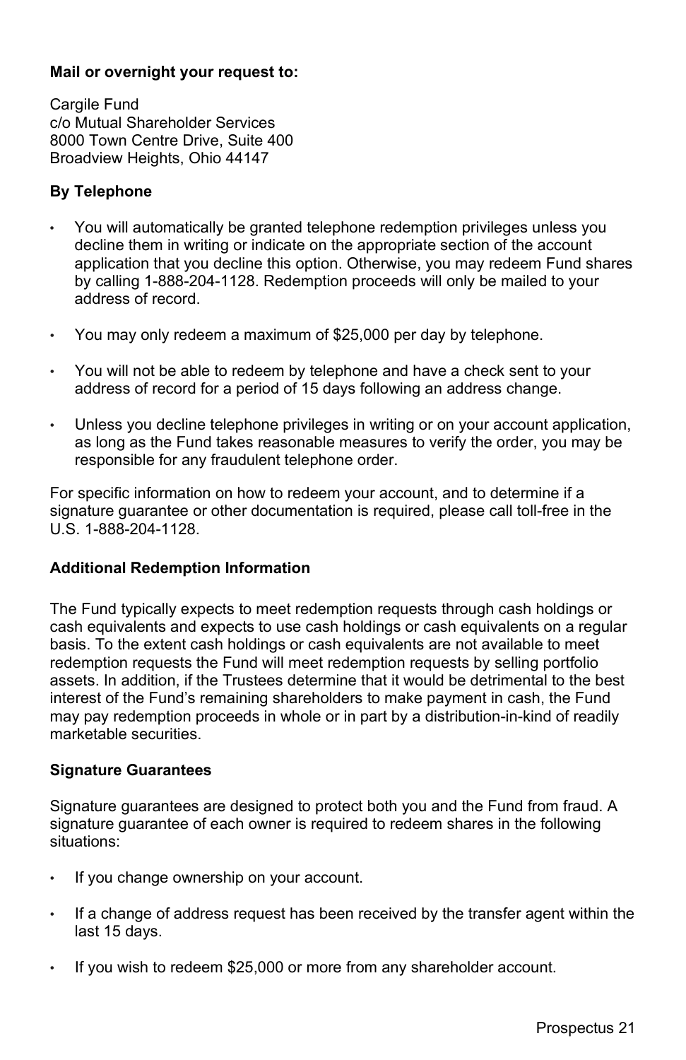**Mail or overnight your request to:**

Cargile Fund
c/o Mutual Shareholder Services
8000 Town Centre Drive, Suite 400
Broadview Heights, Ohio 44147

**By Telephone**

- You will automatically be granted telephone redemption privileges unless you decline them in writing or indicate on the appropriate section of the account application that you decline this option. Otherwise, you may redeem Fund shares by calling 1-888-204-1128. Redemption proceeds will only be mailed to your address of record.
- You may only redeem a maximum of $25,000 per day by telephone.
- You will not be able to redeem by telephone and have a check sent to your address of record for a period of 15 days following an address change.
- Unless you decline telephone privileges in writing or on your account application, as long as the Fund takes reasonable measures to verify the order, you may be responsible for any fraudulent telephone order.

For specific information on how to redeem your account, and to determine if a signature guarantee or other documentation is required, please call toll-free in the U.S. 1-888-204-1128.

**Additional Redemption Information**

The Fund typically expects to meet redemption requests through cash holdings or cash equivalents and expects to use cash holdings or cash equivalents on a regular basis. To the extent cash holdings or cash equivalents are not available to meet redemption requests the Fund will meet redemption requests by selling portfolio assets. In addition, if the Trustees determine that it would be detrimental to the best interest of the Fund's remaining shareholders to make payment in cash, the Fund may pay redemption proceeds in whole or in part by a distribution-in-kind of readily marketable securities.

**Signature Guarantees**

Signature guarantees are designed to protect both you and the Fund from fraud. A signature guarantee of each owner is required to redeem shares in the following situations:

- If you change ownership on your account.
- If a change of address request has been received by the transfer agent within the last 15 days.
- If you wish to redeem $25,000 or more from any shareholder account.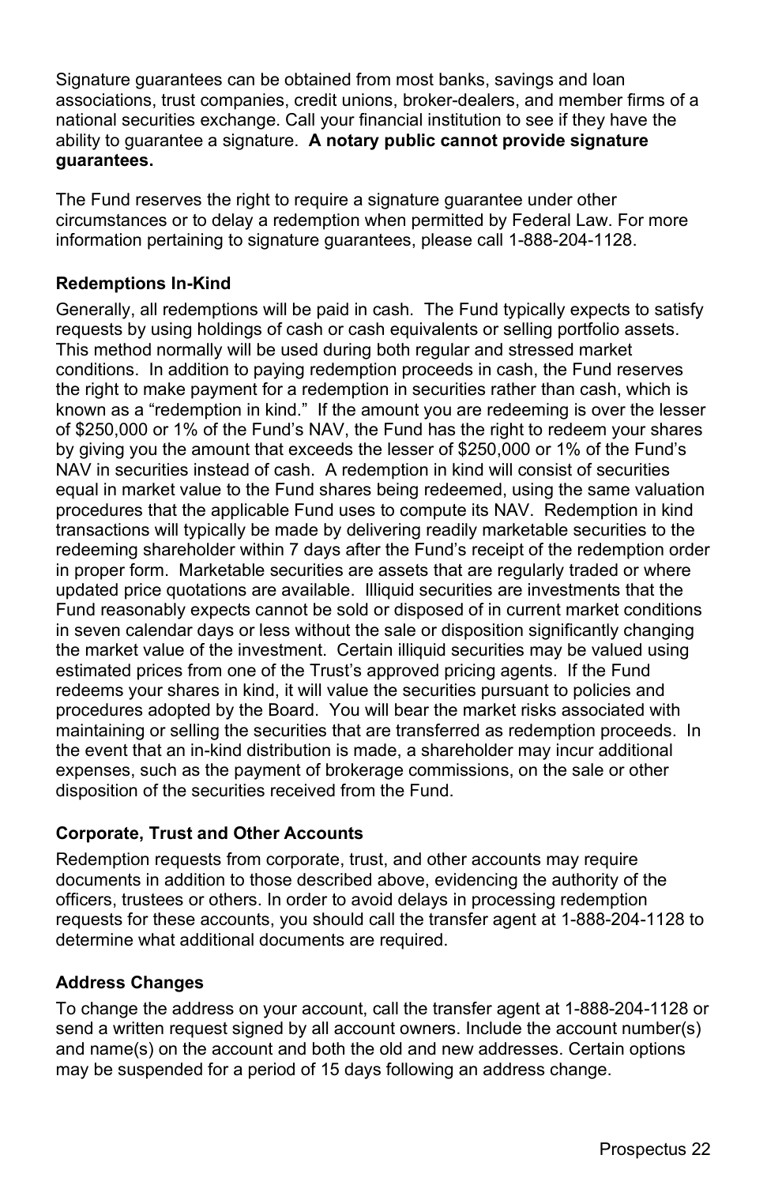Signature guarantees can be obtained from most banks, savings and loan associations, trust companies, credit unions, broker-dealers, and member firms of a national securities exchange. Call your financial institution to see if they have the ability to guarantee a signature. **A notary public cannot provide signature guarantees.**

The Fund reserves the right to require a signature guarantee under other circumstances or to delay a redemption when permitted by Federal Law. For more information pertaining to signature guarantees, please call 1-888-204-1128.

### Redemptions In-Kind

Generally, all redemptions will be paid in cash. The Fund typically expects to satisfy requests by using holdings of cash or cash equivalents or selling portfolio assets. This method normally will be used during both regular and stressed market conditions. In addition to paying redemption proceeds in cash, the Fund reserves the right to make payment for a redemption in securities rather than cash, which is known as a "redemption in kind." If the amount you are redeeming is over the lesser of $250,000 or 1% of the Fund's NAV, the Fund has the right to redeem your shares by giving you the amount that exceeds the lesser of $250,000 or 1% of the Fund's NAV in securities instead of cash. A redemption in kind will consist of securities equal in market value to the Fund shares being redeemed, using the same valuation procedures that the applicable Fund uses to compute its NAV. Redemption in kind transactions will typically be made by delivering readily marketable securities to the redeeming shareholder within 7 days after the Fund's receipt of the redemption order in proper form. Marketable securities are assets that are regularly traded or where updated price quotations are available. Illiquid securities are investments that the Fund reasonably expects cannot be sold or disposed of in current market conditions in seven calendar days or less without the sale or disposition significantly changing the market value of the investment. Certain illiquid securities may be valued using estimated prices from one of the Trust's approved pricing agents. If the Fund redeems your shares in kind, it will value the securities pursuant to policies and procedures adopted by the Board. You will bear the market risks associated with maintaining or selling the securities that are transferred as redemption proceeds. In the event that an in-kind distribution is made, a shareholder may incur additional expenses, such as the payment of brokerage commissions, on the sale or other disposition of the securities received from the Fund.

### Corporate, Trust and Other Accounts

Redemption requests from corporate, trust, and other accounts may require documents in addition to those described above, evidencing the authority of the officers, trustees or others. In order to avoid delays in processing redemption requests for these accounts, you should call the transfer agent at 1-888-204-1128 to determine what additional documents are required.

### Address Changes

To change the address on your account, call the transfer agent at 1-888-204-1128 or send a written request signed by all account owners. Include the account number(s) and name(s) on the account and both the old and new addresses. Certain options may be suspended for a period of 15 days following an address change.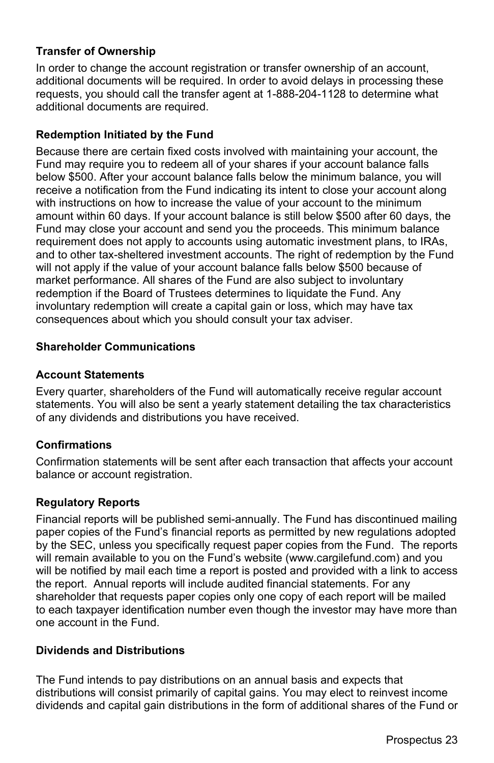### Transfer of Ownership

In order to change the account registration or transfer ownership of an account, additional documents will be required. In order to avoid delays in processing these requests, you should call the transfer agent at 1-888-204-1128 to determine what additional documents are required.

### Redemption Initiated by the Fund

Because there are certain fixed costs involved with maintaining your account, the Fund may require you to redeem all of your shares if your account balance falls below $500. After your account balance falls below the minimum balance, you will receive a notification from the Fund indicating its intent to close your account along with instructions on how to increase the value of your account to the minimum amount within 60 days. If your account balance is still below $500 after 60 days, the Fund may close your account and send you the proceeds. This minimum balance requirement does not apply to accounts using automatic investment plans, to IRAs, and to other tax-sheltered investment accounts. The right of redemption by the Fund will not apply if the value of your account balance falls below $500 because of market performance. All shares of the Fund are also subject to involuntary redemption if the Board of Trustees determines to liquidate the Fund. Any involuntary redemption will create a capital gain or loss, which may have tax consequences about which you should consult your tax adviser.

## Shareholder Communications

### Account Statements

Every quarter, shareholders of the Fund will automatically receive regular account statements. You will also be sent a yearly statement detailing the tax characteristics of any dividends and distributions you have received.

### Confirmations

Confirmation statements will be sent after each transaction that affects your account balance or account registration.

### Regulatory Reports

Financial reports will be published semi-annually. The Fund has discontinued mailing paper copies of the Fund's financial reports as permitted by new regulations adopted by the SEC, unless you specifically request paper copies from the Fund. The reports will remain available to you on the Fund's website (www.cargilefund.com) and you will be notified by mail each time a report is posted and provided with a link to access the report. Annual reports will include audited financial statements. For any shareholder that requests paper copies only one copy of each report will be mailed to each taxpayer identification number even though the investor may have more than one account in the Fund.

## Dividends and Distributions

The Fund intends to pay distributions on an annual basis and expects that distributions will consist primarily of capital gains. You may elect to reinvest income dividends and capital gain distributions in the form of additional shares of the Fund or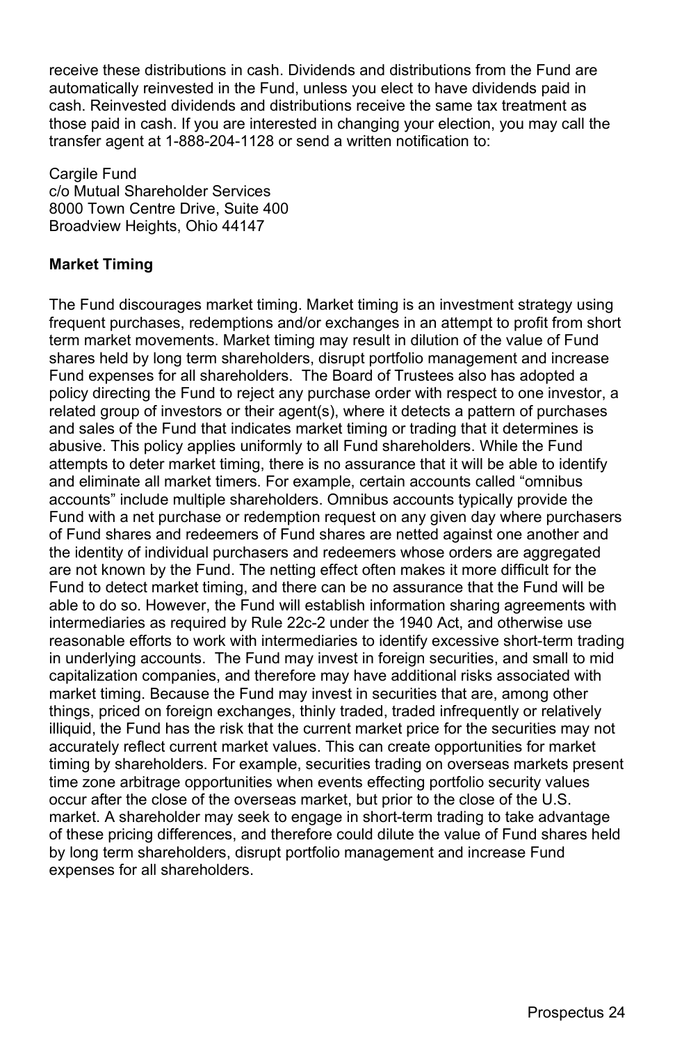receive these distributions in cash. Dividends and distributions from the Fund are automatically reinvested in the Fund, unless you elect to have dividends paid in cash. Reinvested dividends and distributions receive the same tax treatment as those paid in cash. If you are interested in changing your election, you may call the transfer agent at 1-888-204-1128 or send a written notification to:

Cargile Fund
c/o Mutual Shareholder Services
8000 Town Centre Drive, Suite 400
Broadview Heights, Ohio 44147

**Market Timing**

The Fund discourages market timing. Market timing is an investment strategy using frequent purchases, redemptions and/or exchanges in an attempt to profit from short term market movements. Market timing may result in dilution of the value of Fund shares held by long term shareholders, disrupt portfolio management and increase Fund expenses for all shareholders. The Board of Trustees also has adopted a policy directing the Fund to reject any purchase order with respect to one investor, a related group of investors or their agent(s), where it detects a pattern of purchases and sales of the Fund that indicates market timing or trading that it determines is abusive. This policy applies uniformly to all Fund shareholders. While the Fund attempts to deter market timing, there is no assurance that it will be able to identify and eliminate all market timers. For example, certain accounts called "omnibus accounts" include multiple shareholders. Omnibus accounts typically provide the Fund with a net purchase or redemption request on any given day where purchasers of Fund shares and redeemers of Fund shares are netted against one another and the identity of individual purchasers and redeemers whose orders are aggregated are not known by the Fund. The netting effect often makes it more difficult for the Fund to detect market timing, and there can be no assurance that the Fund will be able to do so. However, the Fund will establish information sharing agreements with intermediaries as required by Rule 22c-2 under the 1940 Act, and otherwise use reasonable efforts to work with intermediaries to identify excessive short-term trading in underlying accounts. The Fund may invest in foreign securities, and small to mid capitalization companies, and therefore may have additional risks associated with market timing. Because the Fund may invest in securities that are, among other things, priced on foreign exchanges, thinly traded, traded infrequently or relatively illiquid, the Fund has the risk that the current market price for the securities may not accurately reflect current market values. This can create opportunities for market timing by shareholders. For example, securities trading on overseas markets present time zone arbitrage opportunities when events effecting portfolio security values occur after the close of the overseas market, but prior to the close of the U.S. market. A shareholder may seek to engage in short-term trading to take advantage of these pricing differences, and therefore could dilute the value of Fund shares held by long term shareholders, disrupt portfolio management and increase Fund expenses for all shareholders.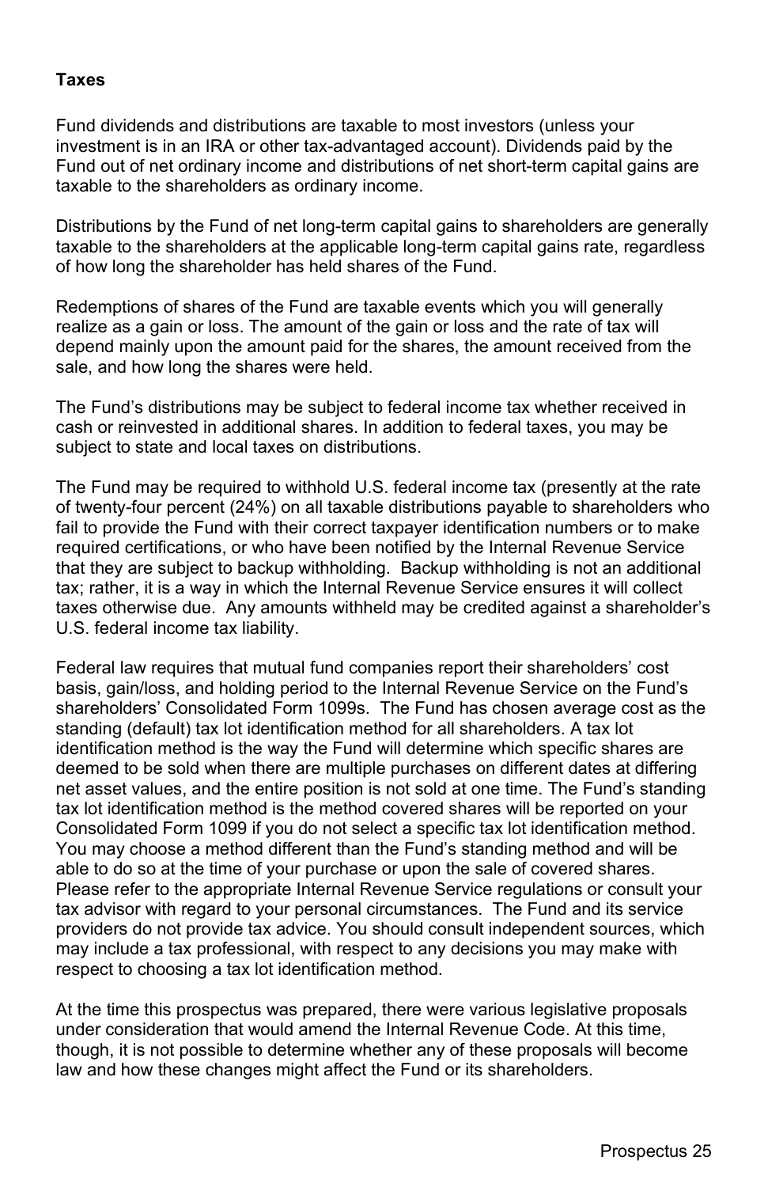**Taxes**

Fund dividends and distributions are taxable to most investors (unless your investment is in an IRA or other tax-advantaged account). Dividends paid by the Fund out of net ordinary income and distributions of net short-term capital gains are taxable to the shareholders as ordinary income.

Distributions by the Fund of net long-term capital gains to shareholders are generally taxable to the shareholders at the applicable long-term capital gains rate, regardless of how long the shareholder has held shares of the Fund.

Redemptions of shares of the Fund are taxable events which you will generally realize as a gain or loss. The amount of the gain or loss and the rate of tax will depend mainly upon the amount paid for the shares, the amount received from the sale, and how long the shares were held.

The Fund's distributions may be subject to federal income tax whether received in cash or reinvested in additional shares. In addition to federal taxes, you may be subject to state and local taxes on distributions.

The Fund may be required to withhold U.S. federal income tax (presently at the rate of twenty-four percent (24%) on all taxable distributions payable to shareholders who fail to provide the Fund with their correct taxpayer identification numbers or to make required certifications, or who have been notified by the Internal Revenue Service that they are subject to backup withholding. Backup withholding is not an additional tax; rather, it is a way in which the Internal Revenue Service ensures it will collect taxes otherwise due. Any amounts withheld may be credited against a shareholder's U.S. federal income tax liability.

Federal law requires that mutual fund companies report their shareholders' cost basis, gain/loss, and holding period to the Internal Revenue Service on the Fund's shareholders' Consolidated Form 1099s. The Fund has chosen average cost as the standing (default) tax lot identification method for all shareholders. A tax lot identification method is the way the Fund will determine which specific shares are deemed to be sold when there are multiple purchases on different dates at differing net asset values, and the entire position is not sold at one time. The Fund's standing tax lot identification method is the method covered shares will be reported on your Consolidated Form 1099 if you do not select a specific tax lot identification method. You may choose a method different than the Fund's standing method and will be able to do so at the time of your purchase or upon the sale of covered shares. Please refer to the appropriate Internal Revenue Service regulations or consult your tax advisor with regard to your personal circumstances. The Fund and its service providers do not provide tax advice. You should consult independent sources, which may include a tax professional, with respect to any decisions you may make with respect to choosing a tax lot identification method.

At the time this prospectus was prepared, there were various legislative proposals under consideration that would amend the Internal Revenue Code. At this time, though, it is not possible to determine whether any of these proposals will become law and how these changes might affect the Fund or its shareholders.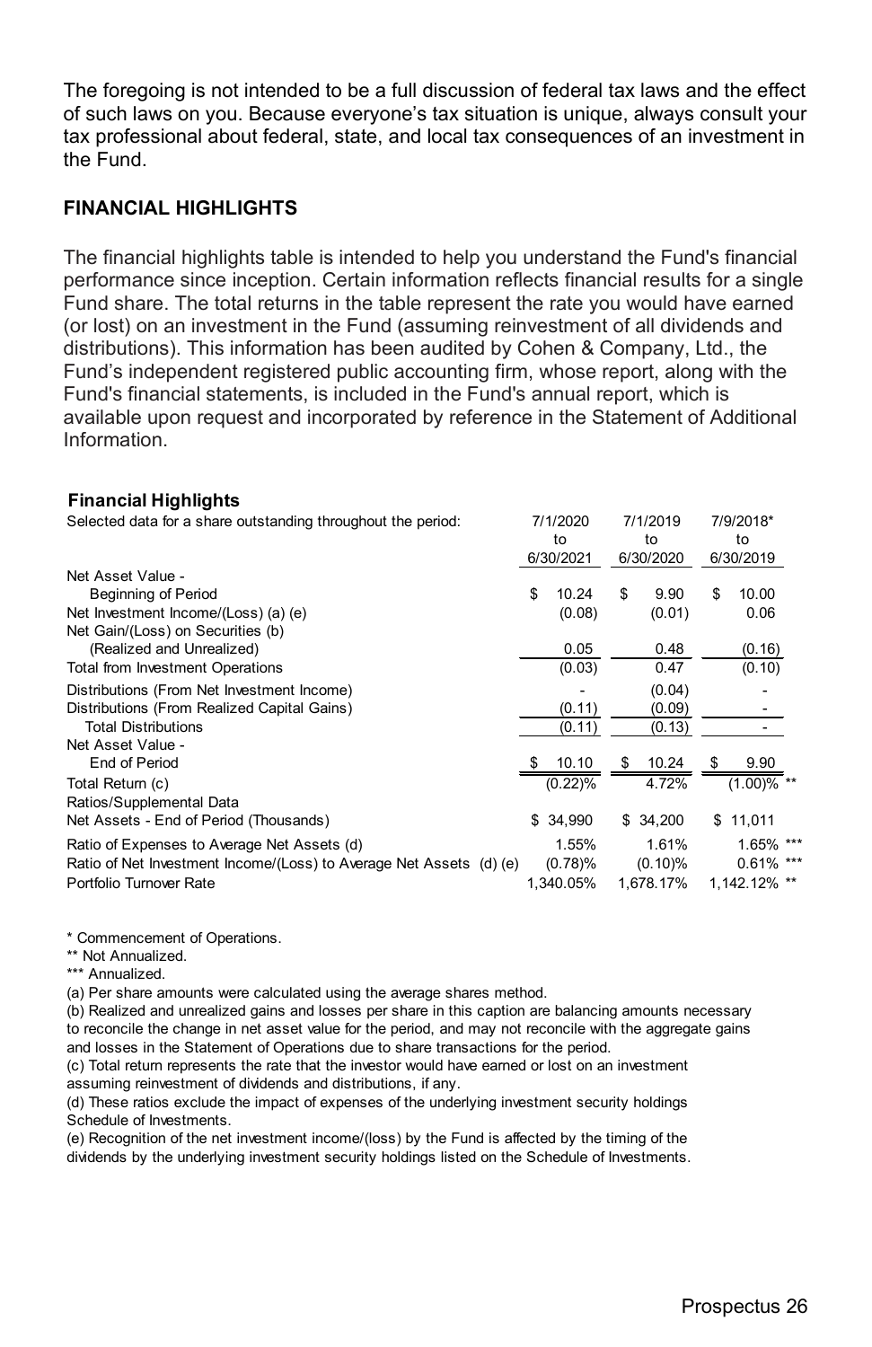The foregoing is not intended to be a full discussion of federal tax laws and the effect of such laws on you. Because everyone's tax situation is unique, always consult your tax professional about federal, state, and local tax consequences of an investment in the Fund.

## FINANCIAL HIGHLIGHTS

The financial highlights table is intended to help you understand the Fund's financial performance since inception. Certain information reflects financial results for a single Fund share. The total returns in the table represent the rate you would have earned (or lost) on an investment in the Fund (assuming reinvestment of all dividends and distributions). This information has been audited by Cohen & Company, Ltd., the Fund's independent registered public accounting firm, whose report, along with the Fund's financial statements, is included in the Fund's annual report, which is available upon request and incorporated by reference in the Statement of Additional Information.

**Financial Highlights**

| Selected data for a share outstanding throughout the period: | 7/1/2020 to 6/30/2021 | 7/1/2019 to 6/30/2020 | 7/9/2018* to 6/30/2019 |
|---|---|---|---|
| Net Asset Value - Beginning of Period | $ 10.24 | $ 9.90 | $ 10.00 |
| Net Investment Income/(Loss) (a) (e) | (0.08) | (0.01) | 0.06 |
| Net Gain/(Loss) on Securities (b) (Realized and Unrealized) | 0.05 | 0.48 | (0.16) |
| Total from Investment Operations | (0.03) | 0.47 | (0.10) |
| Distributions (From Net Investment Income) | - | (0.04) | - |
| Distributions (From Realized Capital Gains) | (0.11) | (0.09) | - |
| Total Distributions | (0.11) | (0.13) | - |
| Net Asset Value - End of Period | $ 10.10 | $ 10.24 | $ 9.90 |
| Total Return (c) | (0.22)% | 4.72% | (1.00)% ** |
| Ratios/Supplemental Data | | | |
| Net Assets - End of Period (Thousands) | $ 34,990 | $ 34,200 | $ 11,011 |
| Ratio of Expenses to Average Net Assets (d) | 1.55% | 1.61% | 1.65% *** |
| Ratio of Net Investment Income/(Loss) to Average Net Assets (d) (e) | (0.78)% | (0.10)% | 0.61% *** |
| Portfolio Turnover Rate | 1,340.05% | 1,678.17% | 1,142.12% ** |

\* Commencement of Operations.

\** Not Annualized.

\*** Annualized.

(a) Per share amounts were calculated using the average shares method.

(b) Realized and unrealized gains and losses per share in this caption are balancing amounts necessary to reconcile the change in net asset value for the period, and may not reconcile with the aggregate gains and losses in the Statement of Operations due to share transactions for the period.

(c) Total return represents the rate that the investor would have earned or lost on an investment assuming reinvestment of dividends and distributions, if any.

(d) These ratios exclude the impact of expenses of the underlying investment security holdings Schedule of Investments.

(e) Recognition of the net investment income/(loss) by the Fund is affected by the timing of the dividends by the underlying investment security holdings listed on the Schedule of Investments.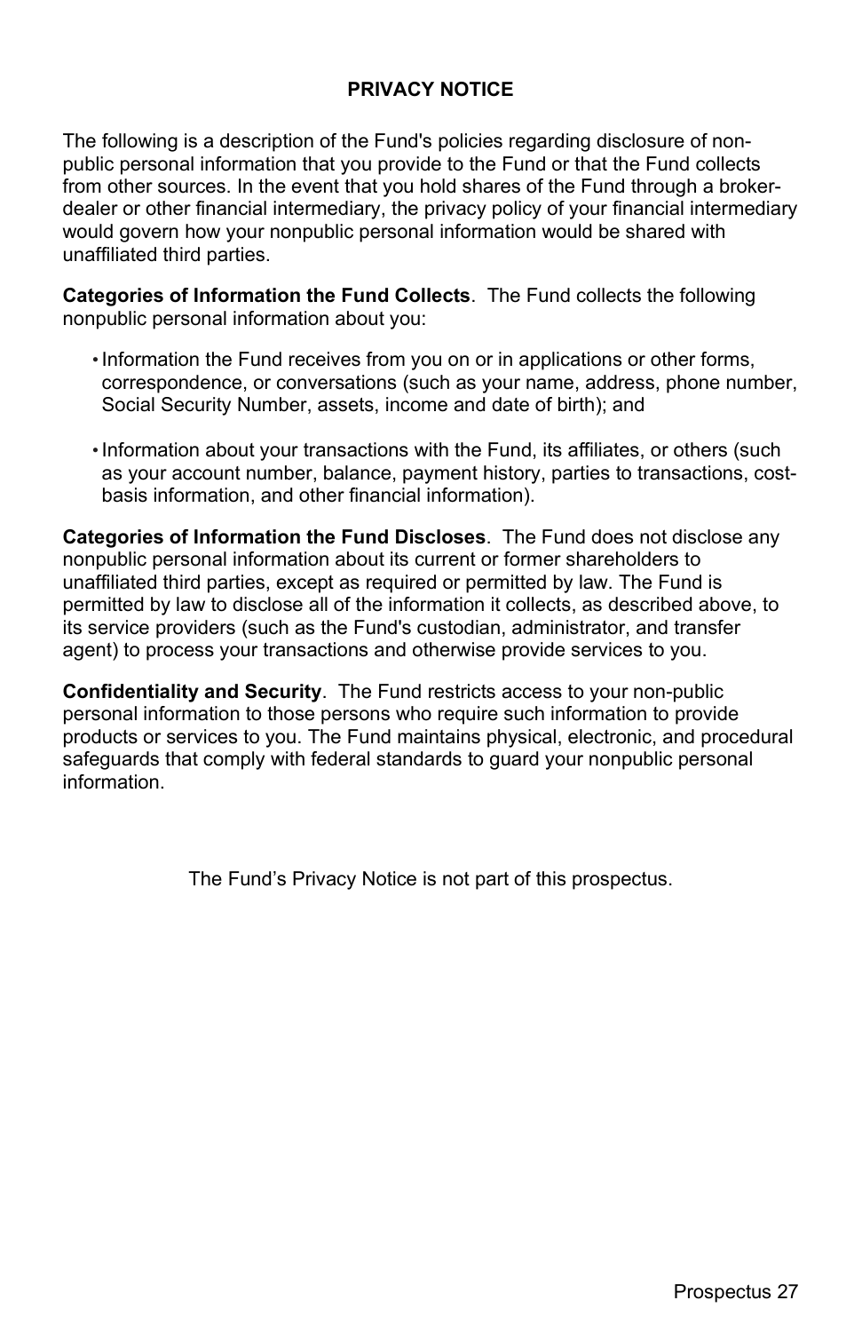## PRIVACY NOTICE

The following is a description of the Fund's policies regarding disclosure of non-public personal information that you provide to the Fund or that the Fund collects from other sources. In the event that you hold shares of the Fund through a broker-dealer or other financial intermediary, the privacy policy of your financial intermediary would govern how your nonpublic personal information would be shared with unaffiliated third parties.

**Categories of Information the Fund Collects**. The Fund collects the following nonpublic personal information about you:

- Information the Fund receives from you on or in applications or other forms, correspondence, or conversations (such as your name, address, phone number, Social Security Number, assets, income and date of birth); and
- Information about your transactions with the Fund, its affiliates, or others (such as your account number, balance, payment history, parties to transactions, cost-basis information, and other financial information).

**Categories of Information the Fund Discloses**. The Fund does not disclose any nonpublic personal information about its current or former shareholders to unaffiliated third parties, except as required or permitted by law. The Fund is permitted by law to disclose all of the information it collects, as described above, to its service providers (such as the Fund's custodian, administrator, and transfer agent) to process your transactions and otherwise provide services to you.

**Confidentiality and Security**. The Fund restricts access to your non-public personal information to those persons who require such information to provide products or services to you. The Fund maintains physical, electronic, and procedural safeguards that comply with federal standards to guard your nonpublic personal information.

The Fund's Privacy Notice is not part of this prospectus.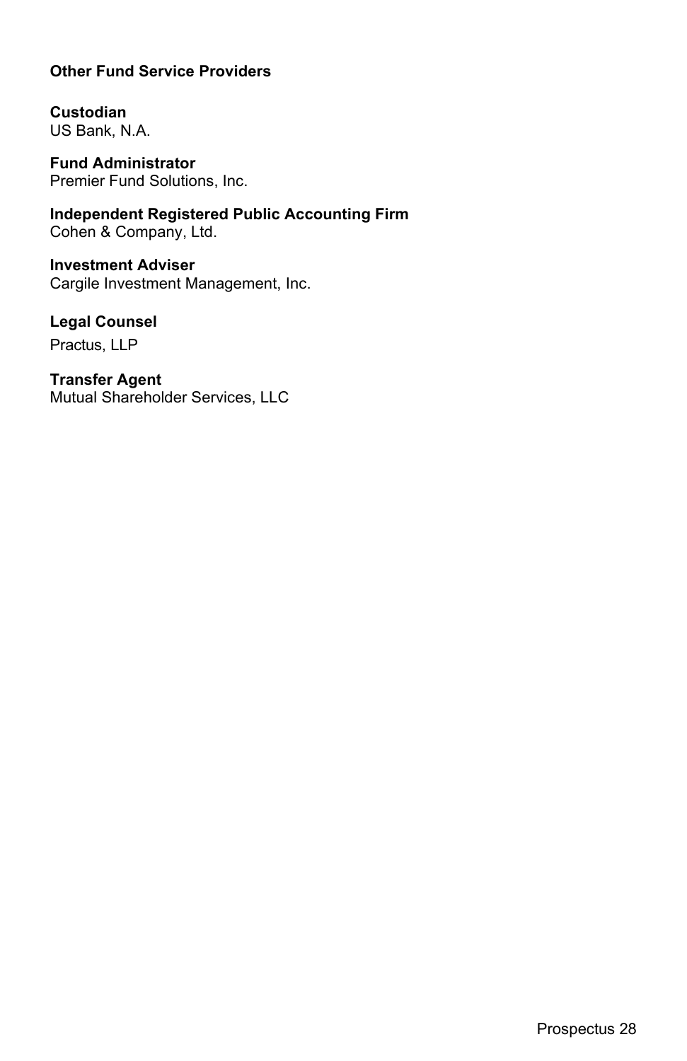## Other Fund Service Providers

**Custodian**
US Bank, N.A.

**Fund Administrator**
Premier Fund Solutions, Inc.

**Independent Registered Public Accounting Firm**
Cohen & Company, Ltd.

**Investment Adviser**
Cargile Investment Management, Inc.

**Legal Counsel**
Practus, LLP

**Transfer Agent**
Mutual Shareholder Services, LLC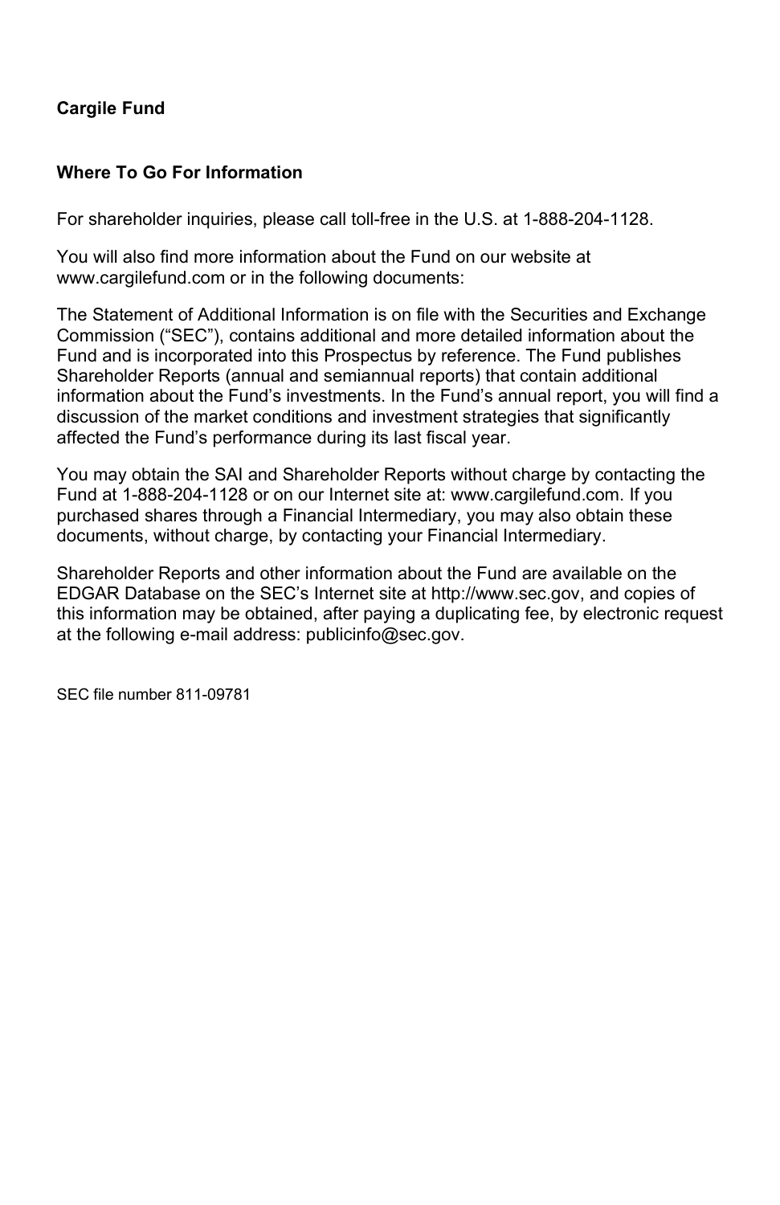**Cargile Fund**

**Where To Go For Information**

For shareholder inquiries, please call toll-free in the U.S. at 1-888-204-1128.

You will also find more information about the Fund on our website at www.cargilefund.com or in the following documents:

The Statement of Additional Information is on file with the Securities and Exchange Commission ("SEC"), contains additional and more detailed information about the Fund and is incorporated into this Prospectus by reference. The Fund publishes Shareholder Reports (annual and semiannual reports) that contain additional information about the Fund's investments. In the Fund's annual report, you will find a discussion of the market conditions and investment strategies that significantly affected the Fund's performance during its last fiscal year.

You may obtain the SAI and Shareholder Reports without charge by contacting the Fund at 1-888-204-1128 or on our Internet site at: www.cargilefund.com. If you purchased shares through a Financial Intermediary, you may also obtain these documents, without charge, by contacting your Financial Intermediary.

Shareholder Reports and other information about the Fund are available on the EDGAR Database on the SEC's Internet site at http://www.sec.gov, and copies of this information may be obtained, after paying a duplicating fee, by electronic request at the following e-mail address: publicinfo@sec.gov.

SEC file number 811-09781